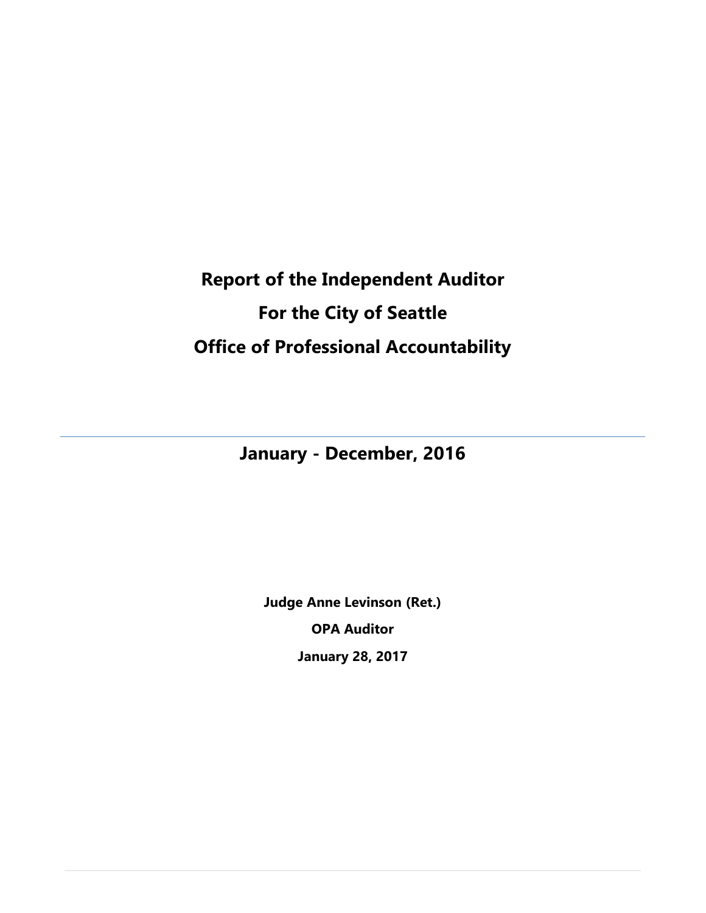# Report of the Independent Auditor

# For the City of Seattle

# Office of Professional Accountability

---

## January - December, 2016

**Judge Anne Levinson (Ret.)**

**OPA Auditor**

**January 28, 2017**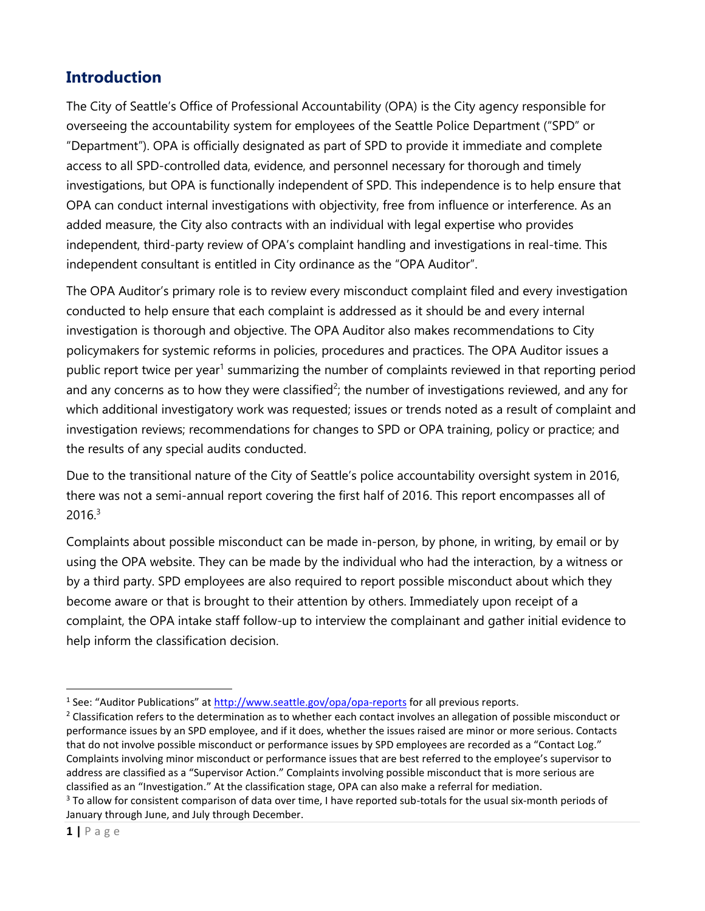## Introduction

The City of Seattle's Office of Professional Accountability (OPA) is the City agency responsible for overseeing the accountability system for employees of the Seattle Police Department ("SPD" or "Department"). OPA is officially designated as part of SPD to provide it immediate and complete access to all SPD-controlled data, evidence, and personnel necessary for thorough and timely investigations, but OPA is functionally independent of SPD. This independence is to help ensure that OPA can conduct internal investigations with objectivity, free from influence or interference. As an added measure, the City also contracts with an individual with legal expertise who provides independent, third-party review of OPA's complaint handling and investigations in real-time. This independent consultant is entitled in City ordinance as the "OPA Auditor".

The OPA Auditor's primary role is to review every misconduct complaint filed and every investigation conducted to help ensure that each complaint is addressed as it should be and every internal investigation is thorough and objective. The OPA Auditor also makes recommendations to City policymakers for systemic reforms in policies, procedures and practices. The OPA Auditor issues a public report twice per year[1] summarizing the number of complaints reviewed in that reporting period and any concerns as to how they were classified[2]; the number of investigations reviewed, and any for which additional investigatory work was requested; issues or trends noted as a result of complaint and investigation reviews; recommendations for changes to SPD or OPA training, policy or practice; and the results of any special audits conducted.

Due to the transitional nature of the City of Seattle's police accountability oversight system in 2016, there was not a semi-annual report covering the first half of 2016. This report encompasses all of 2016.[3]

Complaints about possible misconduct can be made in-person, by phone, in writing, by email or by using the OPA website. They can be made by the individual who had the interaction, by a witness or by a third party. SPD employees are also required to report possible misconduct about which they become aware or that is brought to their attention by others. Immediately upon receipt of a complaint, the OPA intake staff follow-up to interview the complainant and gather initial evidence to help inform the classification decision.

---

[1] See: "Auditor Publications" at http://www.seattle.gov/opa/opa-reports for all previous reports.

[2] Classification refers to the determination as to whether each contact involves an allegation of possible misconduct or performance issues by an SPD employee, and if it does, whether the issues raised are minor or more serious. Contacts that do not involve possible misconduct or performance issues by SPD employees are recorded as a "Contact Log." Complaints involving minor misconduct or performance issues that are best referred to the employee's supervisor to address are classified as a "Supervisor Action." Complaints involving possible misconduct that is more serious are classified as an "Investigation." At the classification stage, OPA can also make a referral for mediation.

[3] To allow for consistent comparison of data over time, I have reported sub-totals for the usual six-month periods of January through June, and July through December.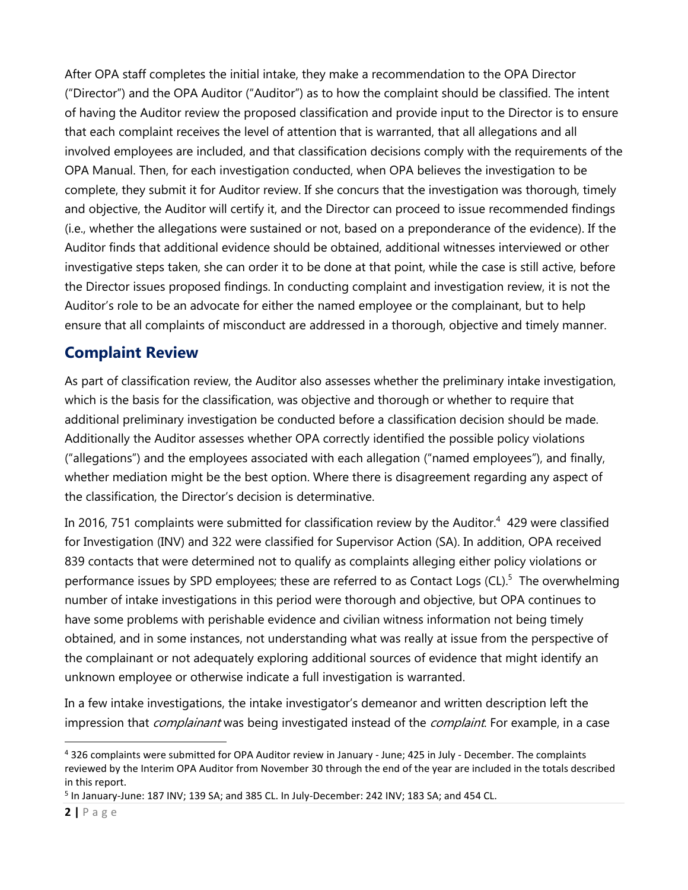After OPA staff completes the initial intake, they make a recommendation to the OPA Director ("Director") and the OPA Auditor ("Auditor") as to how the complaint should be classified. The intent of having the Auditor review the proposed classification and provide input to the Director is to ensure that each complaint receives the level of attention that is warranted, that all allegations and all involved employees are included, and that classification decisions comply with the requirements of the OPA Manual. Then, for each investigation conducted, when OPA believes the investigation to be complete, they submit it for Auditor review. If she concurs that the investigation was thorough, timely and objective, the Auditor will certify it, and the Director can proceed to issue recommended findings (i.e., whether the allegations were sustained or not, based on a preponderance of the evidence). If the Auditor finds that additional evidence should be obtained, additional witnesses interviewed or other investigative steps taken, she can order it to be done at that point, while the case is still active, before the Director issues proposed findings. In conducting complaint and investigation review, it is not the Auditor's role to be an advocate for either the named employee or the complainant, but to help ensure that all complaints of misconduct are addressed in a thorough, objective and timely manner.

## Complaint Review

As part of classification review, the Auditor also assesses whether the preliminary intake investigation, which is the basis for the classification, was objective and thorough or whether to require that additional preliminary investigation be conducted before a classification decision should be made. Additionally the Auditor assesses whether OPA correctly identified the possible policy violations ("allegations") and the employees associated with each allegation ("named employees"), and finally, whether mediation might be the best option. Where there is disagreement regarding any aspect of the classification, the Director's decision is determinative.

In 2016, 751 complaints were submitted for classification review by the Auditor.[4] 429 were classified for Investigation (INV) and 322 were classified for Supervisor Action (SA). In addition, OPA received 839 contacts that were determined not to qualify as complaints alleging either policy violations or performance issues by SPD employees; these are referred to as Contact Logs (CL).[5] The overwhelming number of intake investigations in this period were thorough and objective, but OPA continues to have some problems with perishable evidence and civilian witness information not being timely obtained, and in some instances, not understanding what was really at issue from the perspective of the complainant or not adequately exploring additional sources of evidence that might identify an unknown employee or otherwise indicate a full investigation is warranted.

In a few intake investigations, the intake investigator's demeanor and written description left the impression that *complainant* was being investigated instead of the *complaint*. For example, in a case

---

[4] 326 complaints were submitted for OPA Auditor review in January - June; 425 in July - December. The complaints reviewed by the Interim OPA Auditor from November 30 through the end of the year are included in the totals described in this report.

[5] In January-June: 187 INV; 139 SA; and 385 CL. In July-December: 242 INV; 183 SA; and 454 CL.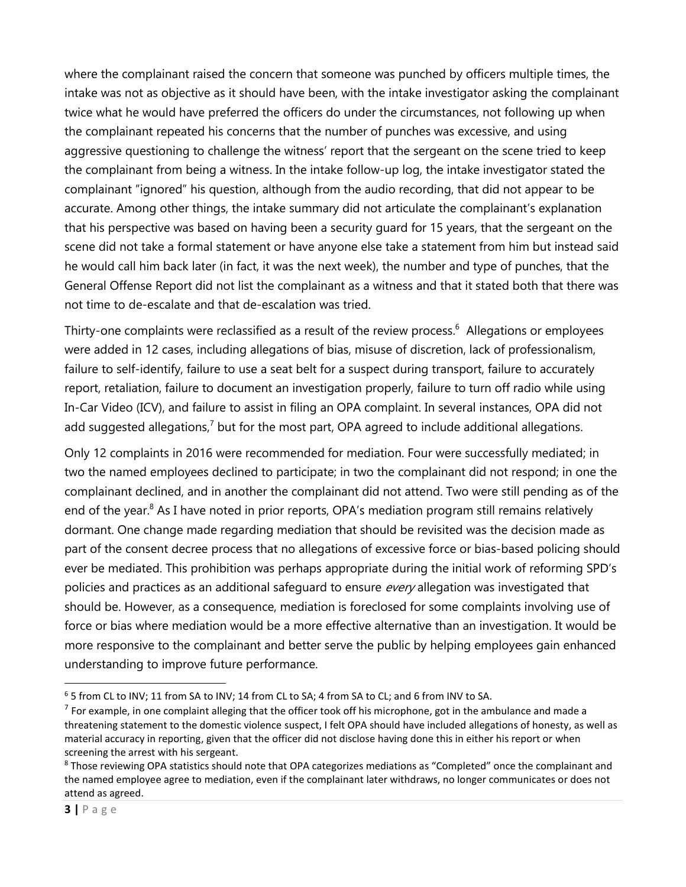where the complainant raised the concern that someone was punched by officers multiple times, the intake was not as objective as it should have been, with the intake investigator asking the complainant twice what he would have preferred the officers do under the circumstances, not following up when the complainant repeated his concerns that the number of punches was excessive, and using aggressive questioning to challenge the witness' report that the sergeant on the scene tried to keep the complainant from being a witness. In the intake follow-up log, the intake investigator stated the complainant "ignored" his question, although from the audio recording, that did not appear to be accurate. Among other things, the intake summary did not articulate the complainant's explanation that his perspective was based on having been a security guard for 15 years, that the sergeant on the scene did not take a formal statement or have anyone else take a statement from him but instead said he would call him back later (in fact, it was the next week), the number and type of punches, that the General Offense Report did not list the complainant as a witness and that it stated both that there was not time to de-escalate and that de-escalation was tried.

Thirty-one complaints were reclassified as a result of the review process.[6] Allegations or employees were added in 12 cases, including allegations of bias, misuse of discretion, lack of professionalism, failure to self-identify, failure to use a seat belt for a suspect during transport, failure to accurately report, retaliation, failure to document an investigation properly, failure to turn off radio while using In-Car Video (ICV), and failure to assist in filing an OPA complaint. In several instances, OPA did not add suggested allegations,[7] but for the most part, OPA agreed to include additional allegations.

Only 12 complaints in 2016 were recommended for mediation. Four were successfully mediated; in two the named employees declined to participate; in two the complainant did not respond; in one the complainant declined, and in another the complainant did not attend. Two were still pending as of the end of the year.[8] As I have noted in prior reports, OPA's mediation program still remains relatively dormant. One change made regarding mediation that should be revisited was the decision made as part of the consent decree process that no allegations of excessive force or bias-based policing should ever be mediated. This prohibition was perhaps appropriate during the initial work of reforming SPD's policies and practices as an additional safeguard to ensure *every* allegation was investigated that should be. However, as a consequence, mediation is foreclosed for some complaints involving use of force or bias where mediation would be a more effective alternative than an investigation. It would be more responsive to the complainant and better serve the public by helping employees gain enhanced understanding to improve future performance.

---

[6] 5 from CL to INV; 11 from SA to INV; 14 from CL to SA; 4 from SA to CL; and 6 from INV to SA.

[7] For example, in one complaint alleging that the officer took off his microphone, got in the ambulance and made a threatening statement to the domestic violence suspect, I felt OPA should have included allegations of honesty, as well as material accuracy in reporting, given that the officer did not disclose having done this in either his report or when screening the arrest with his sergeant.

[8] Those reviewing OPA statistics should note that OPA categorizes mediations as "Completed" once the complainant and the named employee agree to mediation, even if the complainant later withdraws, no longer communicates or does not attend as agreed.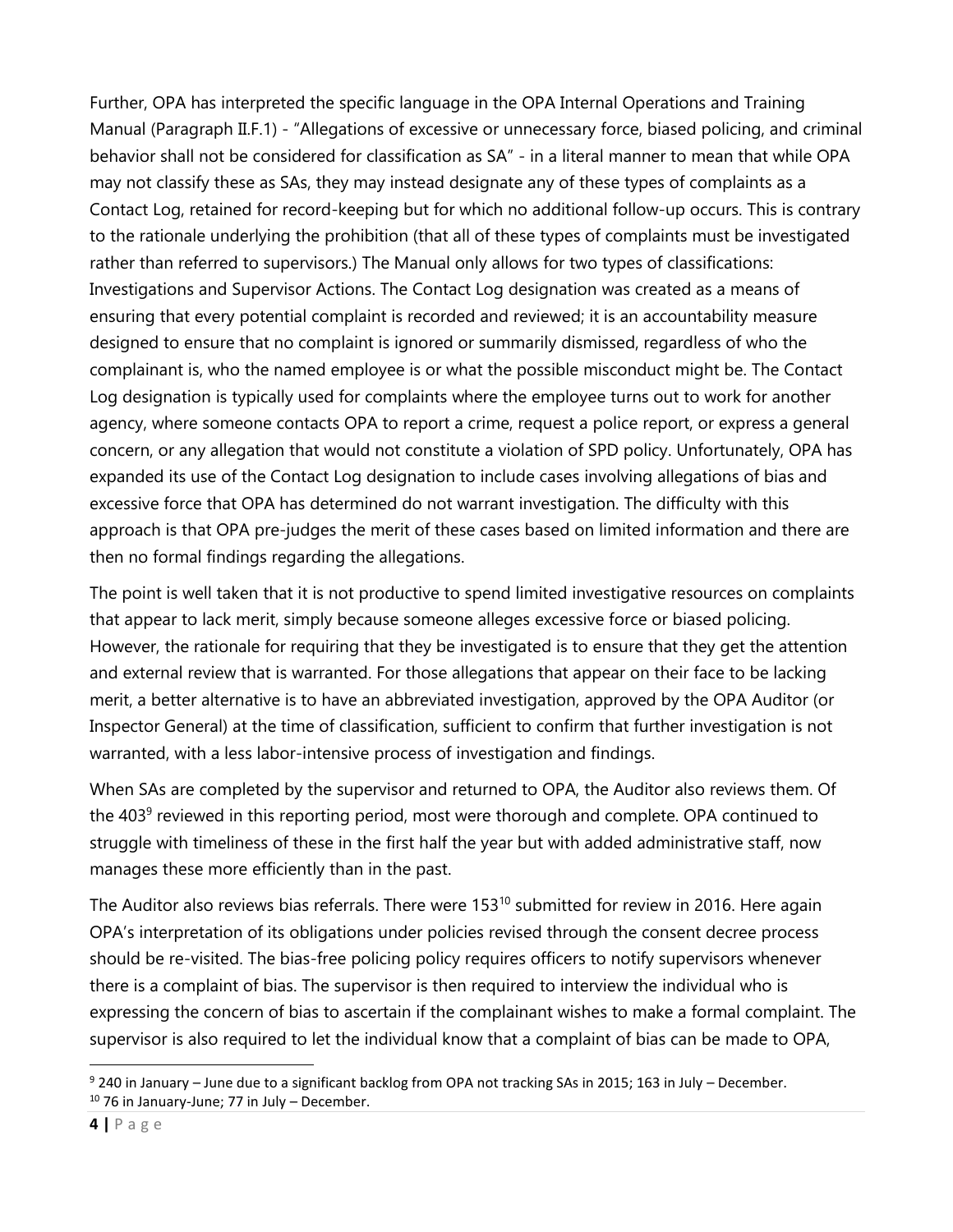Further, OPA has interpreted the specific language in the OPA Internal Operations and Training Manual (Paragraph II.F.1) - "Allegations of excessive or unnecessary force, biased policing, and criminal behavior shall not be considered for classification as SA" - in a literal manner to mean that while OPA may not classify these as SAs, they may instead designate any of these types of complaints as a Contact Log, retained for record-keeping but for which no additional follow-up occurs. This is contrary to the rationale underlying the prohibition (that all of these types of complaints must be investigated rather than referred to supervisors.) The Manual only allows for two types of classifications: Investigations and Supervisor Actions. The Contact Log designation was created as a means of ensuring that every potential complaint is recorded and reviewed; it is an accountability measure designed to ensure that no complaint is ignored or summarily dismissed, regardless of who the complainant is, who the named employee is or what the possible misconduct might be. The Contact Log designation is typically used for complaints where the employee turns out to work for another agency, where someone contacts OPA to report a crime, request a police report, or express a general concern, or any allegation that would not constitute a violation of SPD policy. Unfortunately, OPA has expanded its use of the Contact Log designation to include cases involving allegations of bias and excessive force that OPA has determined do not warrant investigation. The difficulty with this approach is that OPA pre-judges the merit of these cases based on limited information and there are then no formal findings regarding the allegations.

The point is well taken that it is not productive to spend limited investigative resources on complaints that appear to lack merit, simply because someone alleges excessive force or biased policing. However, the rationale for requiring that they be investigated is to ensure that they get the attention and external review that is warranted. For those allegations that appear on their face to be lacking merit, a better alternative is to have an abbreviated investigation, approved by the OPA Auditor (or Inspector General) at the time of classification, sufficient to confirm that further investigation is not warranted, with a less labor-intensive process of investigation and findings.

When SAs are completed by the supervisor and returned to OPA, the Auditor also reviews them. Of the 403[9] reviewed in this reporting period, most were thorough and complete. OPA continued to struggle with timeliness of these in the first half the year but with added administrative staff, now manages these more efficiently than in the past.

The Auditor also reviews bias referrals. There were 153[10] submitted for review in 2016. Here again OPA's interpretation of its obligations under policies revised through the consent decree process should be re-visited. The bias-free policing policy requires officers to notify supervisors whenever there is a complaint of bias. The supervisor is then required to interview the individual who is expressing the concern of bias to ascertain if the complainant wishes to make a formal complaint. The supervisor is also required to let the individual know that a complaint of bias can be made to OPA,

---

[9] 240 in January – June due to a significant backlog from OPA not tracking SAs in 2015; 163 in July – December.

[10] 76 in January-June; 77 in July – December.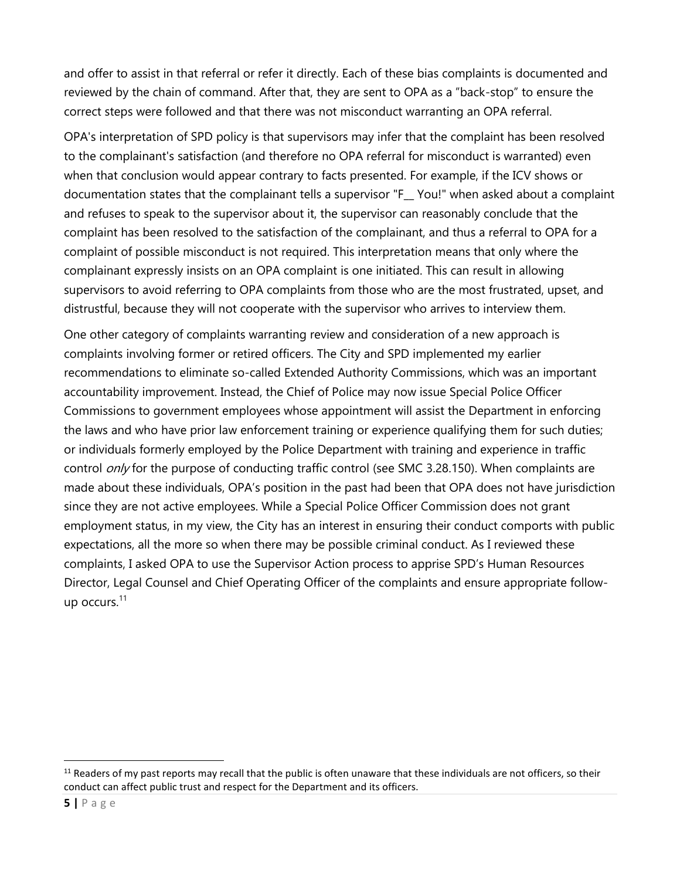and offer to assist in that referral or refer it directly. Each of these bias complaints is documented and reviewed by the chain of command. After that, they are sent to OPA as a "back-stop" to ensure the correct steps were followed and that there was not misconduct warranting an OPA referral.

OPA's interpretation of SPD policy is that supervisors may infer that the complaint has been resolved to the complainant's satisfaction (and therefore no OPA referral for misconduct is warranted) even when that conclusion would appear contrary to facts presented. For example, if the ICV shows or documentation states that the complainant tells a supervisor "F__ You!" when asked about a complaint and refuses to speak to the supervisor about it, the supervisor can reasonably conclude that the complaint has been resolved to the satisfaction of the complainant, and thus a referral to OPA for a complaint of possible misconduct is not required. This interpretation means that only where the complainant expressly insists on an OPA complaint is one initiated. This can result in allowing supervisors to avoid referring to OPA complaints from those who are the most frustrated, upset, and distrustful, because they will not cooperate with the supervisor who arrives to interview them.

One other category of complaints warranting review and consideration of a new approach is complaints involving former or retired officers. The City and SPD implemented my earlier recommendations to eliminate so-called Extended Authority Commissions, which was an important accountability improvement. Instead, the Chief of Police may now issue Special Police Officer Commissions to government employees whose appointment will assist the Department in enforcing the laws and who have prior law enforcement training or experience qualifying them for such duties; or individuals formerly employed by the Police Department with training and experience in traffic control *only* for the purpose of conducting traffic control (see SMC 3.28.150). When complaints are made about these individuals, OPA's position in the past had been that OPA does not have jurisdiction since they are not active employees. While a Special Police Officer Commission does not grant employment status, in my view, the City has an interest in ensuring their conduct comports with public expectations, all the more so when there may be possible criminal conduct. As I reviewed these complaints, I asked OPA to use the Supervisor Action process to apprise SPD's Human Resources Director, Legal Counsel and Chief Operating Officer of the complaints and ensure appropriate follow-up occurs.[11]

[11] Readers of my past reports may recall that the public is often unaware that these individuals are not officers, so their conduct can affect public trust and respect for the Department and its officers.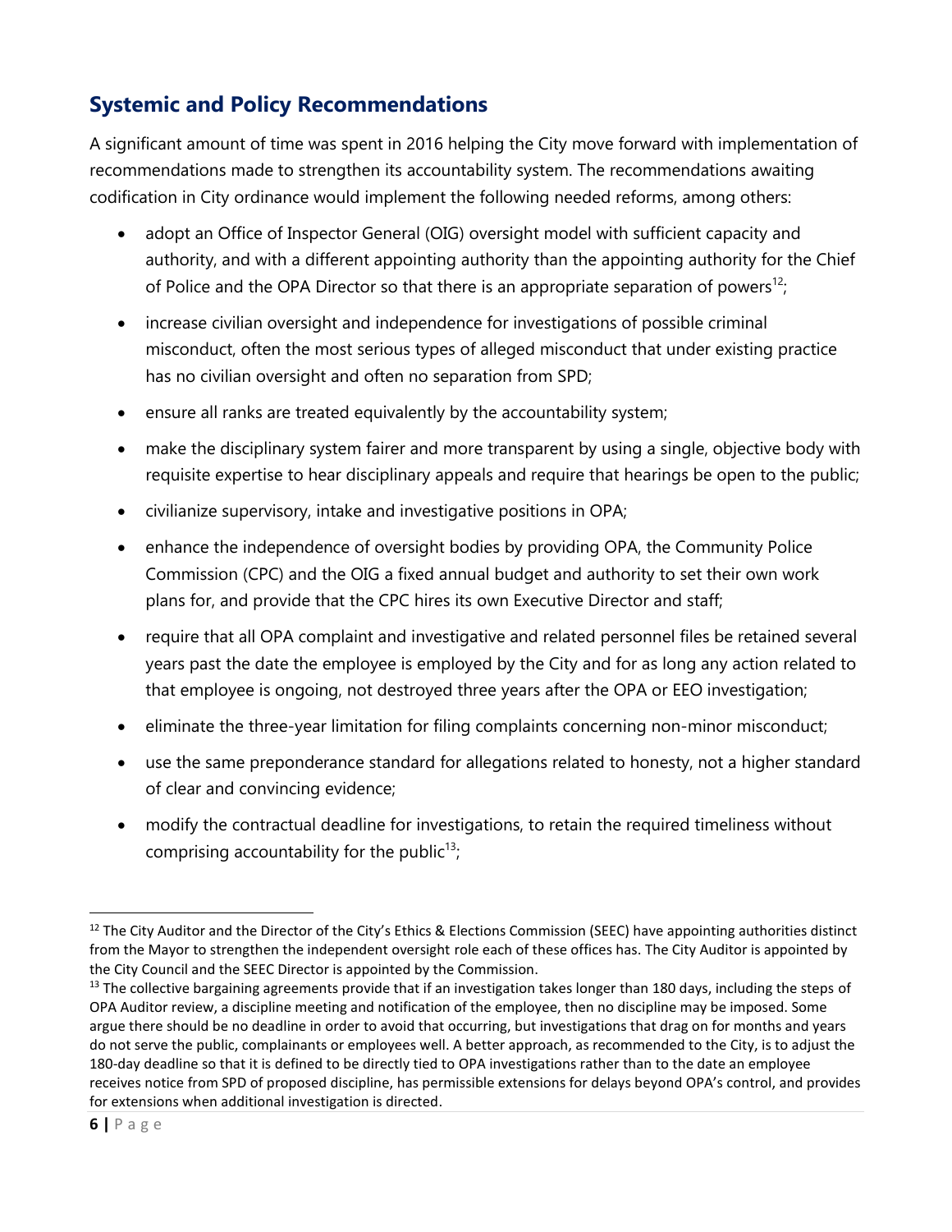## Systemic and Policy Recommendations

A significant amount of time was spent in 2016 helping the City move forward with implementation of recommendations made to strengthen its accountability system. The recommendations awaiting codification in City ordinance would implement the following needed reforms, among others:

- adopt an Office of Inspector General (OIG) oversight model with sufficient capacity and authority, and with a different appointing authority than the appointing authority for the Chief of Police and the OPA Director so that there is an appropriate separation of powers[12];
- increase civilian oversight and independence for investigations of possible criminal misconduct, often the most serious types of alleged misconduct that under existing practice has no civilian oversight and often no separation from SPD;
- ensure all ranks are treated equivalently by the accountability system;
- make the disciplinary system fairer and more transparent by using a single, objective body with requisite expertise to hear disciplinary appeals and require that hearings be open to the public;
- civilianize supervisory, intake and investigative positions in OPA;
- enhance the independence of oversight bodies by providing OPA, the Community Police Commission (CPC) and the OIG a fixed annual budget and authority to set their own work plans for, and provide that the CPC hires its own Executive Director and staff;
- require that all OPA complaint and investigative and related personnel files be retained several years past the date the employee is employed by the City and for as long any action related to that employee is ongoing, not destroyed three years after the OPA or EEO investigation;
- eliminate the three-year limitation for filing complaints concerning non-minor misconduct;
- use the same preponderance standard for allegations related to honesty, not a higher standard of clear and convincing evidence;
- modify the contractual deadline for investigations, to retain the required timeliness without comprising accountability for the public[13];

---

[12] The City Auditor and the Director of the City's Ethics & Elections Commission (SEEC) have appointing authorities distinct from the Mayor to strengthen the independent oversight role each of these offices has. The City Auditor is appointed by the City Council and the SEEC Director is appointed by the Commission.

[13] The collective bargaining agreements provide that if an investigation takes longer than 180 days, including the steps of OPA Auditor review, a discipline meeting and notification of the employee, then no discipline may be imposed. Some argue there should be no deadline in order to avoid that occurring, but investigations that drag on for months and years do not serve the public, complainants or employees well. A better approach, as recommended to the City, is to adjust the 180-day deadline so that it is defined to be directly tied to OPA investigations rather than to the date an employee receives notice from SPD of proposed discipline, has permissible extensions for delays beyond OPA's control, and provides for extensions when additional investigation is directed.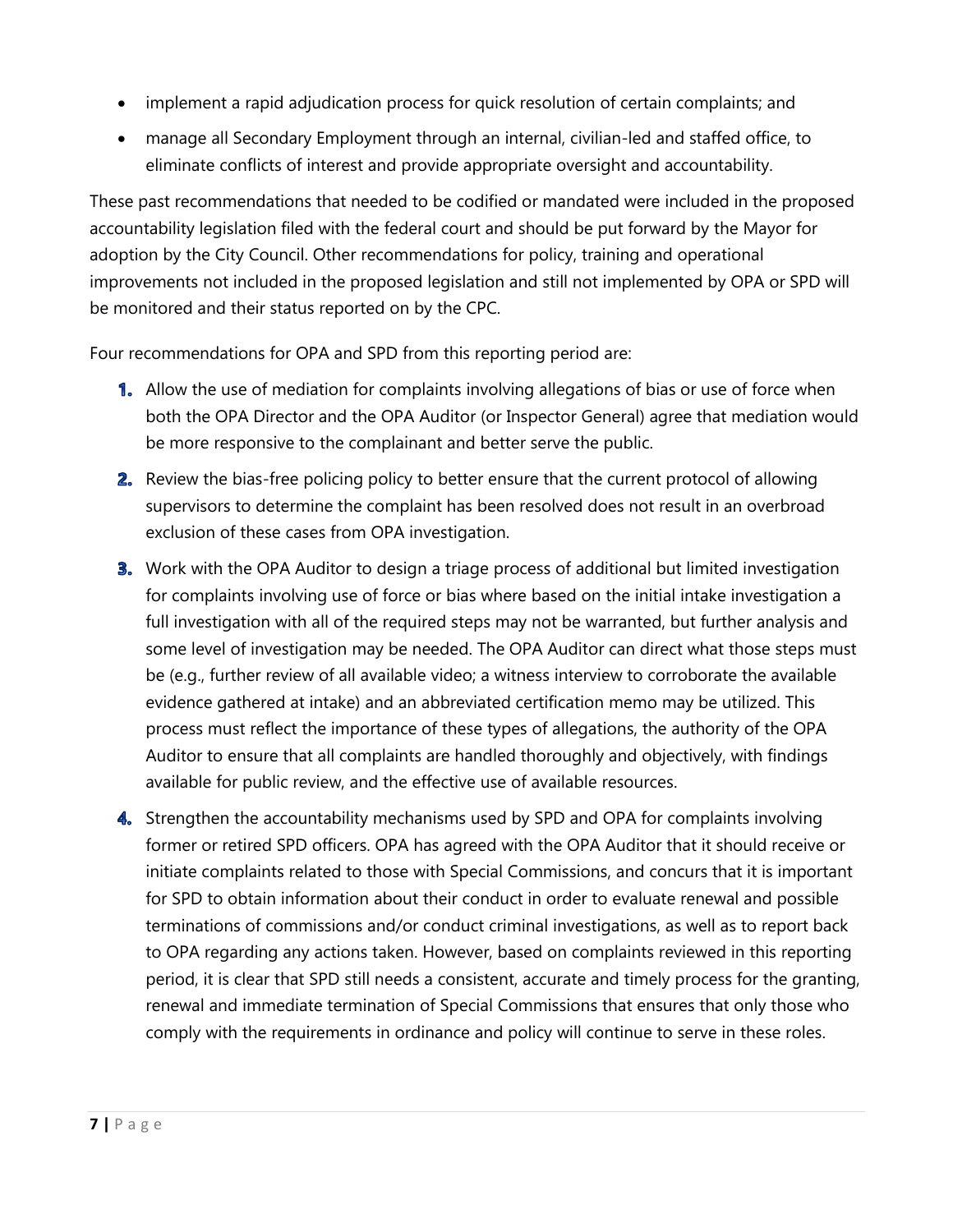- implement a rapid adjudication process for quick resolution of certain complaints; and
- manage all Secondary Employment through an internal, civilian-led and staffed office, to eliminate conflicts of interest and provide appropriate oversight and accountability.

These past recommendations that needed to be codified or mandated were included in the proposed accountability legislation filed with the federal court and should be put forward by the Mayor for adoption by the City Council. Other recommendations for policy, training and operational improvements not included in the proposed legislation and still not implemented by OPA or SPD will be monitored and their status reported on by the CPC.

Four recommendations for OPA and SPD from this reporting period are:

1. Allow the use of mediation for complaints involving allegations of bias or use of force when both the OPA Director and the OPA Auditor (or Inspector General) agree that mediation would be more responsive to the complainant and better serve the public.
2. Review the bias-free policing policy to better ensure that the current protocol of allowing supervisors to determine the complaint has been resolved does not result in an overbroad exclusion of these cases from OPA investigation.
3. Work with the OPA Auditor to design a triage process of additional but limited investigation for complaints involving use of force or bias where based on the initial intake investigation a full investigation with all of the required steps may not be warranted, but further analysis and some level of investigation may be needed. The OPA Auditor can direct what those steps must be (e.g., further review of all available video; a witness interview to corroborate the available evidence gathered at intake) and an abbreviated certification memo may be utilized. This process must reflect the importance of these types of allegations, the authority of the OPA Auditor to ensure that all complaints are handled thoroughly and objectively, with findings available for public review, and the effective use of available resources.
4. Strengthen the accountability mechanisms used by SPD and OPA for complaints involving former or retired SPD officers. OPA has agreed with the OPA Auditor that it should receive or initiate complaints related to those with Special Commissions, and concurs that it is important for SPD to obtain information about their conduct in order to evaluate renewal and possible terminations of commissions and/or conduct criminal investigations, as well as to report back to OPA regarding any actions taken. However, based on complaints reviewed in this reporting period, it is clear that SPD still needs a consistent, accurate and timely process for the granting, renewal and immediate termination of Special Commissions that ensures that only those who comply with the requirements in ordinance and policy will continue to serve in these roles.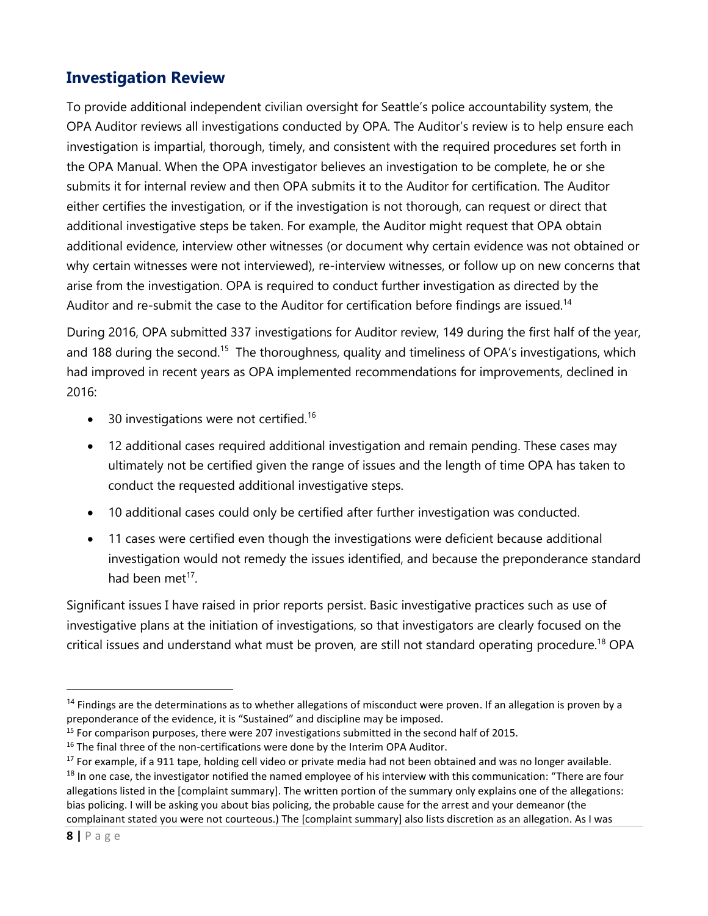## Investigation Review

To provide additional independent civilian oversight for Seattle's police accountability system, the OPA Auditor reviews all investigations conducted by OPA. The Auditor's review is to help ensure each investigation is impartial, thorough, timely, and consistent with the required procedures set forth in the OPA Manual. When the OPA investigator believes an investigation to be complete, he or she submits it for internal review and then OPA submits it to the Auditor for certification. The Auditor either certifies the investigation, or if the investigation is not thorough, can request or direct that additional investigative steps be taken. For example, the Auditor might request that OPA obtain additional evidence, interview other witnesses (or document why certain evidence was not obtained or why certain witnesses were not interviewed), re-interview witnesses, or follow up on new concerns that arise from the investigation. OPA is required to conduct further investigation as directed by the Auditor and re-submit the case to the Auditor for certification before findings are issued.[14]

During 2016, OPA submitted 337 investigations for Auditor review, 149 during the first half of the year, and 188 during the second.[15] The thoroughness, quality and timeliness of OPA's investigations, which had improved in recent years as OPA implemented recommendations for improvements, declined in 2016:

- 30 investigations were not certified.[16]
- 12 additional cases required additional investigation and remain pending. These cases may ultimately not be certified given the range of issues and the length of time OPA has taken to conduct the requested additional investigative steps.
- 10 additional cases could only be certified after further investigation was conducted.
- 11 cases were certified even though the investigations were deficient because additional investigation would not remedy the issues identified, and because the preponderance standard had been met[17].

Significant issues I have raised in prior reports persist. Basic investigative practices such as use of investigative plans at the initiation of investigations, so that investigators are clearly focused on the critical issues and understand what must be proven, are still not standard operating procedure.[18] OPA

---

[14] Findings are the determinations as to whether allegations of misconduct were proven. If an allegation is proven by a preponderance of the evidence, it is "Sustained" and discipline may be imposed.

[15] For comparison purposes, there were 207 investigations submitted in the second half of 2015.

[16] The final three of the non-certifications were done by the Interim OPA Auditor.

[17] For example, if a 911 tape, holding cell video or private media had not been obtained and was no longer available.

[18] In one case, the investigator notified the named employee of his interview with this communication: "There are four allegations listed in the [complaint summary]. The written portion of the summary only explains one of the allegations: bias policing. I will be asking you about bias policing, the probable cause for the arrest and your demeanor (the complainant stated you were not courteous.) The [complaint summary] also lists discretion as an allegation. As I was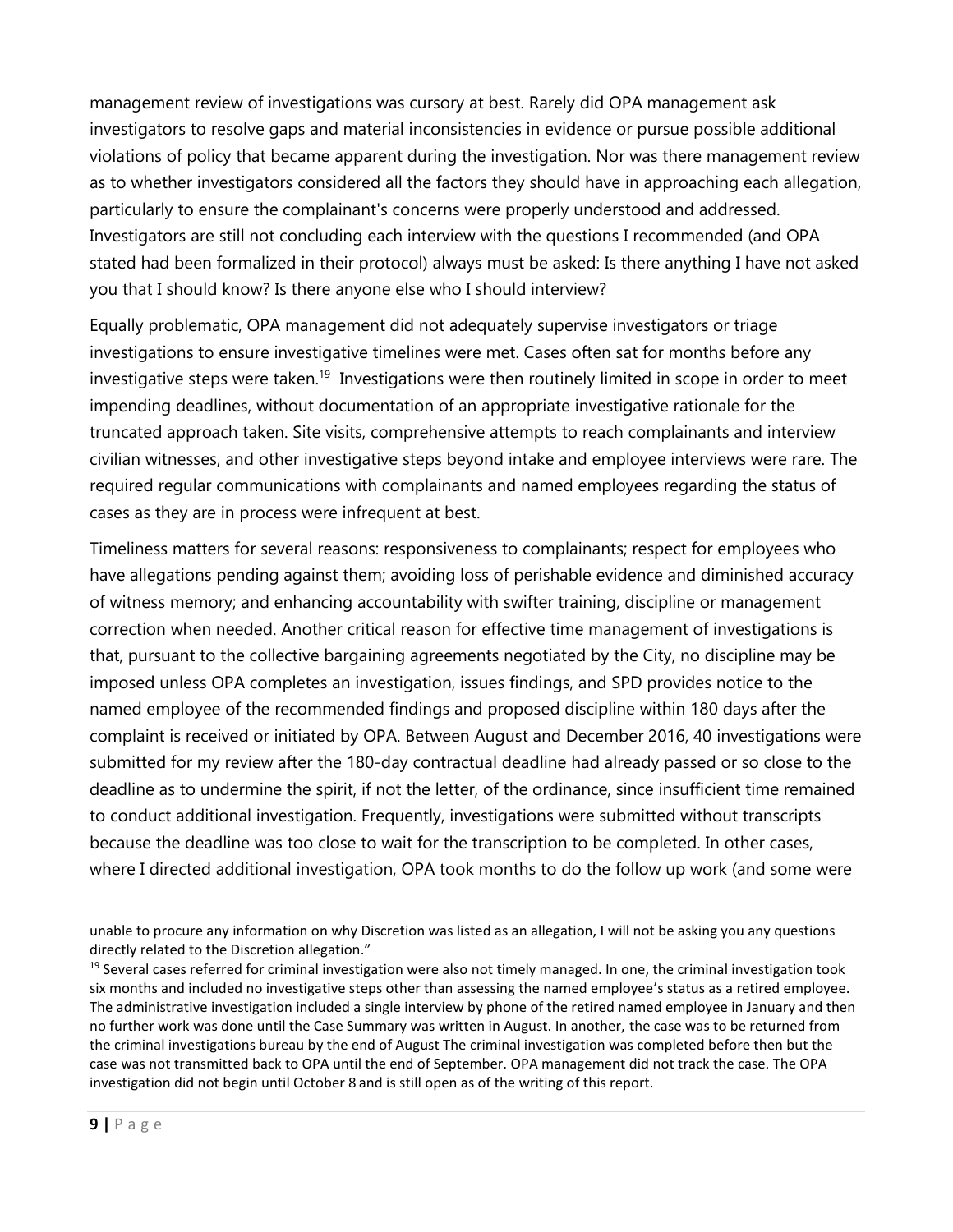management review of investigations was cursory at best. Rarely did OPA management ask investigators to resolve gaps and material inconsistencies in evidence or pursue possible additional violations of policy that became apparent during the investigation. Nor was there management review as to whether investigators considered all the factors they should have in approaching each allegation, particularly to ensure the complainant's concerns were properly understood and addressed. Investigators are still not concluding each interview with the questions I recommended (and OPA stated had been formalized in their protocol) always must be asked: Is there anything I have not asked you that I should know? Is there anyone else who I should interview?

Equally problematic, OPA management did not adequately supervise investigators or triage investigations to ensure investigative timelines were met. Cases often sat for months before any investigative steps were taken.[19] Investigations were then routinely limited in scope in order to meet impending deadlines, without documentation of an appropriate investigative rationale for the truncated approach taken. Site visits, comprehensive attempts to reach complainants and interview civilian witnesses, and other investigative steps beyond intake and employee interviews were rare. The required regular communications with complainants and named employees regarding the status of cases as they are in process were infrequent at best.

Timeliness matters for several reasons: responsiveness to complainants; respect for employees who have allegations pending against them; avoiding loss of perishable evidence and diminished accuracy of witness memory; and enhancing accountability with swifter training, discipline or management correction when needed. Another critical reason for effective time management of investigations is that, pursuant to the collective bargaining agreements negotiated by the City, no discipline may be imposed unless OPA completes an investigation, issues findings, and SPD provides notice to the named employee of the recommended findings and proposed discipline within 180 days after the complaint is received or initiated by OPA. Between August and December 2016, 40 investigations were submitted for my review after the 180-day contractual deadline had already passed or so close to the deadline as to undermine the spirit, if not the letter, of the ordinance, since insufficient time remained to conduct additional investigation. Frequently, investigations were submitted without transcripts because the deadline was too close to wait for the transcription to be completed. In other cases, where I directed additional investigation, OPA took months to do the follow up work (and some were

---

unable to procure any information on why Discretion was listed as an allegation, I will not be asking you any questions directly related to the Discretion allegation."

[19] Several cases referred for criminal investigation were also not timely managed. In one, the criminal investigation took six months and included no investigative steps other than assessing the named employee's status as a retired employee. The administrative investigation included a single interview by phone of the retired named employee in January and then no further work was done until the Case Summary was written in August. In another, the case was to be returned from the criminal investigations bureau by the end of August The criminal investigation was completed before then but the case was not transmitted back to OPA until the end of September. OPA management did not track the case. The OPA investigation did not begin until October 8 and is still open as of the writing of this report.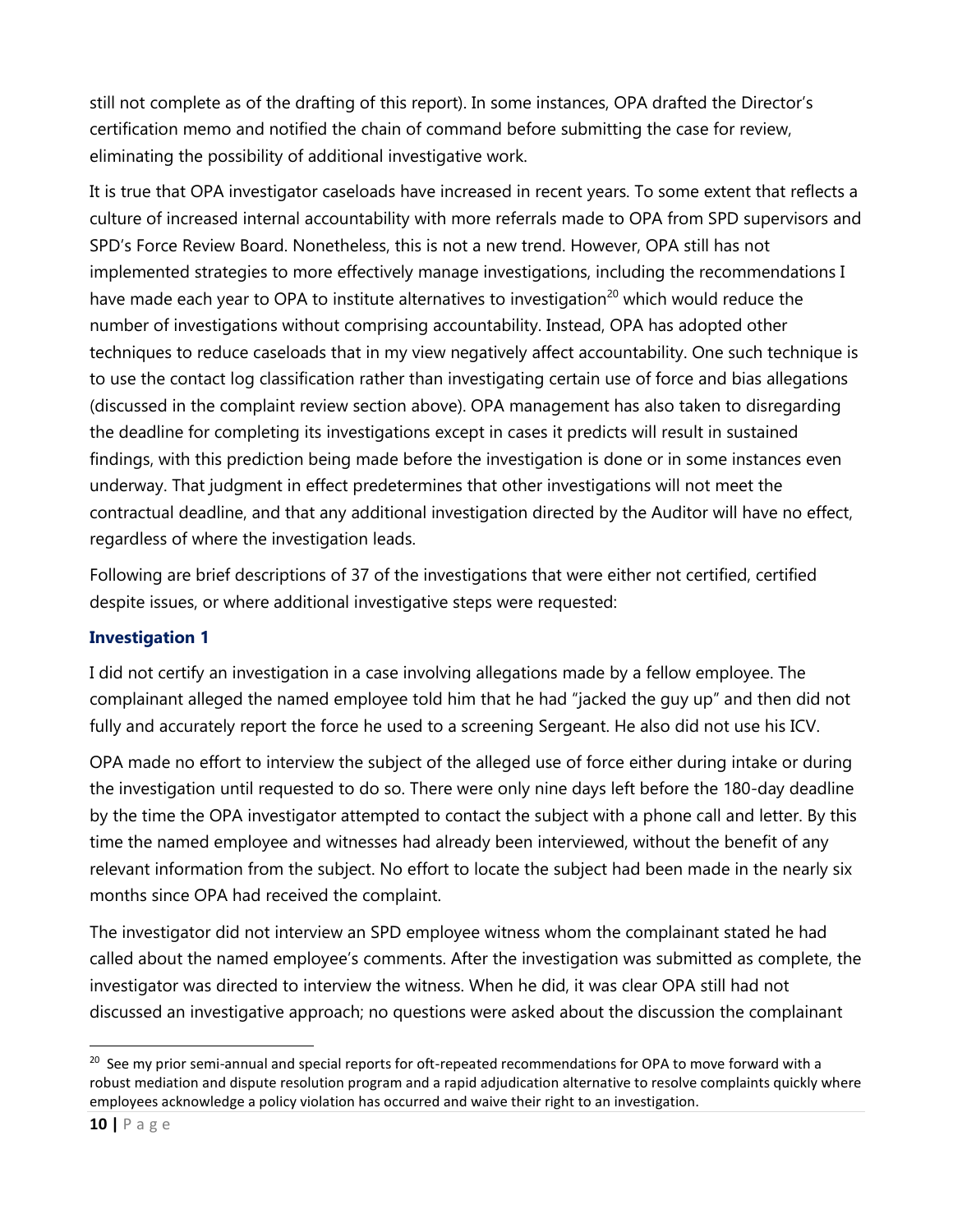still not complete as of the drafting of this report). In some instances, OPA drafted the Director's certification memo and notified the chain of command before submitting the case for review, eliminating the possibility of additional investigative work.

It is true that OPA investigator caseloads have increased in recent years. To some extent that reflects a culture of increased internal accountability with more referrals made to OPA from SPD supervisors and SPD's Force Review Board. Nonetheless, this is not a new trend. However, OPA still has not implemented strategies to more effectively manage investigations, including the recommendations I have made each year to OPA to institute alternatives to investigation[20] which would reduce the number of investigations without comprising accountability. Instead, OPA has adopted other techniques to reduce caseloads that in my view negatively affect accountability. One such technique is to use the contact log classification rather than investigating certain use of force and bias allegations (discussed in the complaint review section above). OPA management has also taken to disregarding the deadline for completing its investigations except in cases it predicts will result in sustained findings, with this prediction being made before the investigation is done or in some instances even underway. That judgment in effect predetermines that other investigations will not meet the contractual deadline, and that any additional investigation directed by the Auditor will have no effect, regardless of where the investigation leads.

Following are brief descriptions of 37 of the investigations that were either not certified, certified despite issues, or where additional investigative steps were requested:

### Investigation 1

I did not certify an investigation in a case involving allegations made by a fellow employee. The complainant alleged the named employee told him that he had "jacked the guy up" and then did not fully and accurately report the force he used to a screening Sergeant. He also did not use his ICV.

OPA made no effort to interview the subject of the alleged use of force either during intake or during the investigation until requested to do so. There were only nine days left before the 180-day deadline by the time the OPA investigator attempted to contact the subject with a phone call and letter. By this time the named employee and witnesses had already been interviewed, without the benefit of any relevant information from the subject. No effort to locate the subject had been made in the nearly six months since OPA had received the complaint.

The investigator did not interview an SPD employee witness whom the complainant stated he had called about the named employee's comments. After the investigation was submitted as complete, the investigator was directed to interview the witness. When he did, it was clear OPA still had not discussed an investigative approach; no questions were asked about the discussion the complainant

[20] See my prior semi-annual and special reports for oft-repeated recommendations for OPA to move forward with a robust mediation and dispute resolution program and a rapid adjudication alternative to resolve complaints quickly where employees acknowledge a policy violation has occurred and waive their right to an investigation.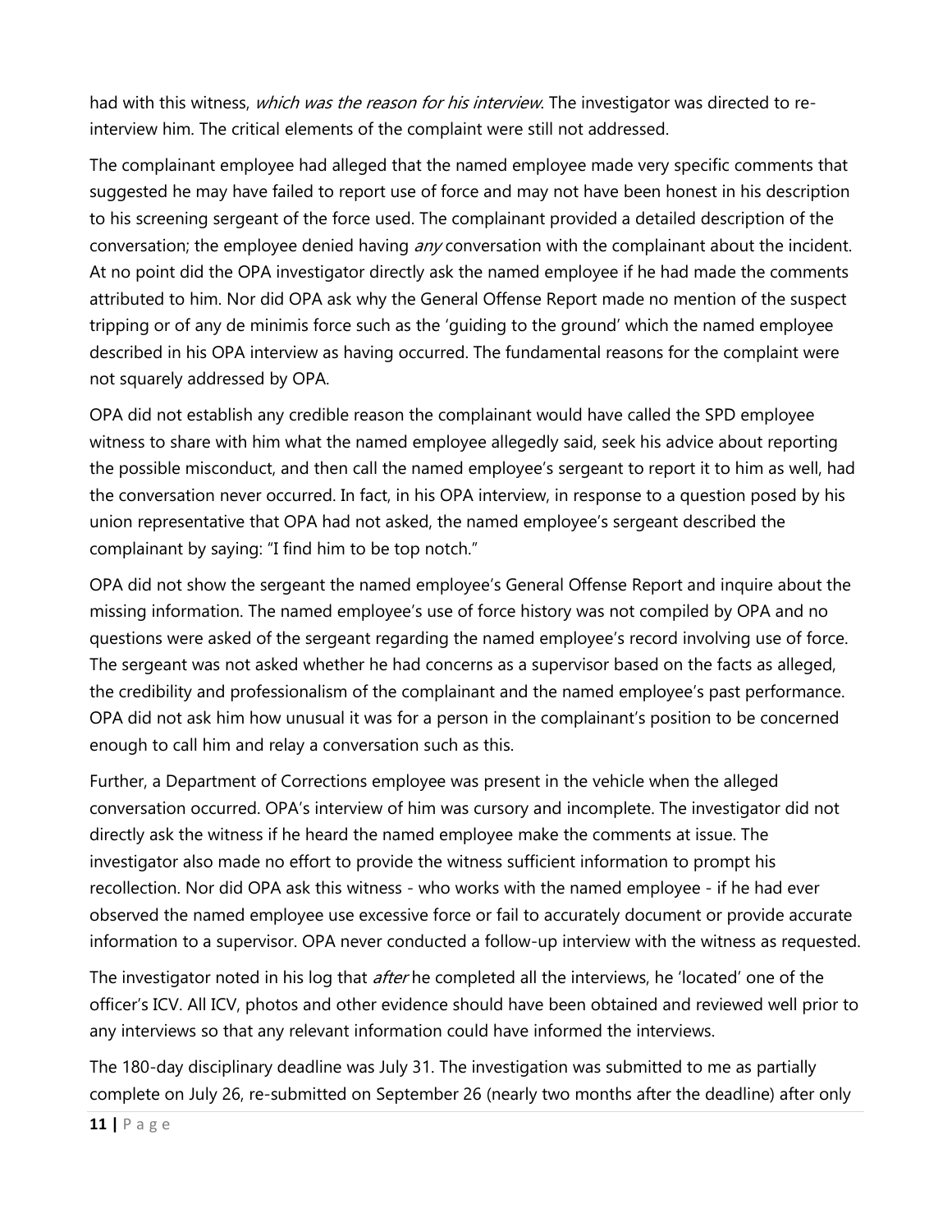had with this witness, *which was the reason for his interview*. The investigator was directed to re-interview him. The critical elements of the complaint were still not addressed.

The complainant employee had alleged that the named employee made very specific comments that suggested he may have failed to report use of force and may not have been honest in his description to his screening sergeant of the force used. The complainant provided a detailed description of the conversation; the employee denied having *any* conversation with the complainant about the incident. At no point did the OPA investigator directly ask the named employee if he had made the comments attributed to him. Nor did OPA ask why the General Offense Report made no mention of the suspect tripping or of any de minimis force such as the 'guiding to the ground' which the named employee described in his OPA interview as having occurred. The fundamental reasons for the complaint were not squarely addressed by OPA.

OPA did not establish any credible reason the complainant would have called the SPD employee witness to share with him what the named employee allegedly said, seek his advice about reporting the possible misconduct, and then call the named employee's sergeant to report it to him as well, had the conversation never occurred. In fact, in his OPA interview, in response to a question posed by his union representative that OPA had not asked, the named employee's sergeant described the complainant by saying: "I find him to be top notch."

OPA did not show the sergeant the named employee's General Offense Report and inquire about the missing information. The named employee's use of force history was not compiled by OPA and no questions were asked of the sergeant regarding the named employee's record involving use of force. The sergeant was not asked whether he had concerns as a supervisor based on the facts as alleged, the credibility and professionalism of the complainant and the named employee's past performance. OPA did not ask him how unusual it was for a person in the complainant's position to be concerned enough to call him and relay a conversation such as this.

Further, a Department of Corrections employee was present in the vehicle when the alleged conversation occurred. OPA's interview of him was cursory and incomplete. The investigator did not directly ask the witness if he heard the named employee make the comments at issue. The investigator also made no effort to provide the witness sufficient information to prompt his recollection. Nor did OPA ask this witness - who works with the named employee - if he had ever observed the named employee use excessive force or fail to accurately document or provide accurate information to a supervisor. OPA never conducted a follow-up interview with the witness as requested.

The investigator noted in his log that *after* he completed all the interviews, he 'located' one of the officer's ICV. All ICV, photos and other evidence should have been obtained and reviewed well prior to any interviews so that any relevant information could have informed the interviews.

The 180-day disciplinary deadline was July 31. The investigation was submitted to me as partially complete on July 26, re-submitted on September 26 (nearly two months after the deadline) after only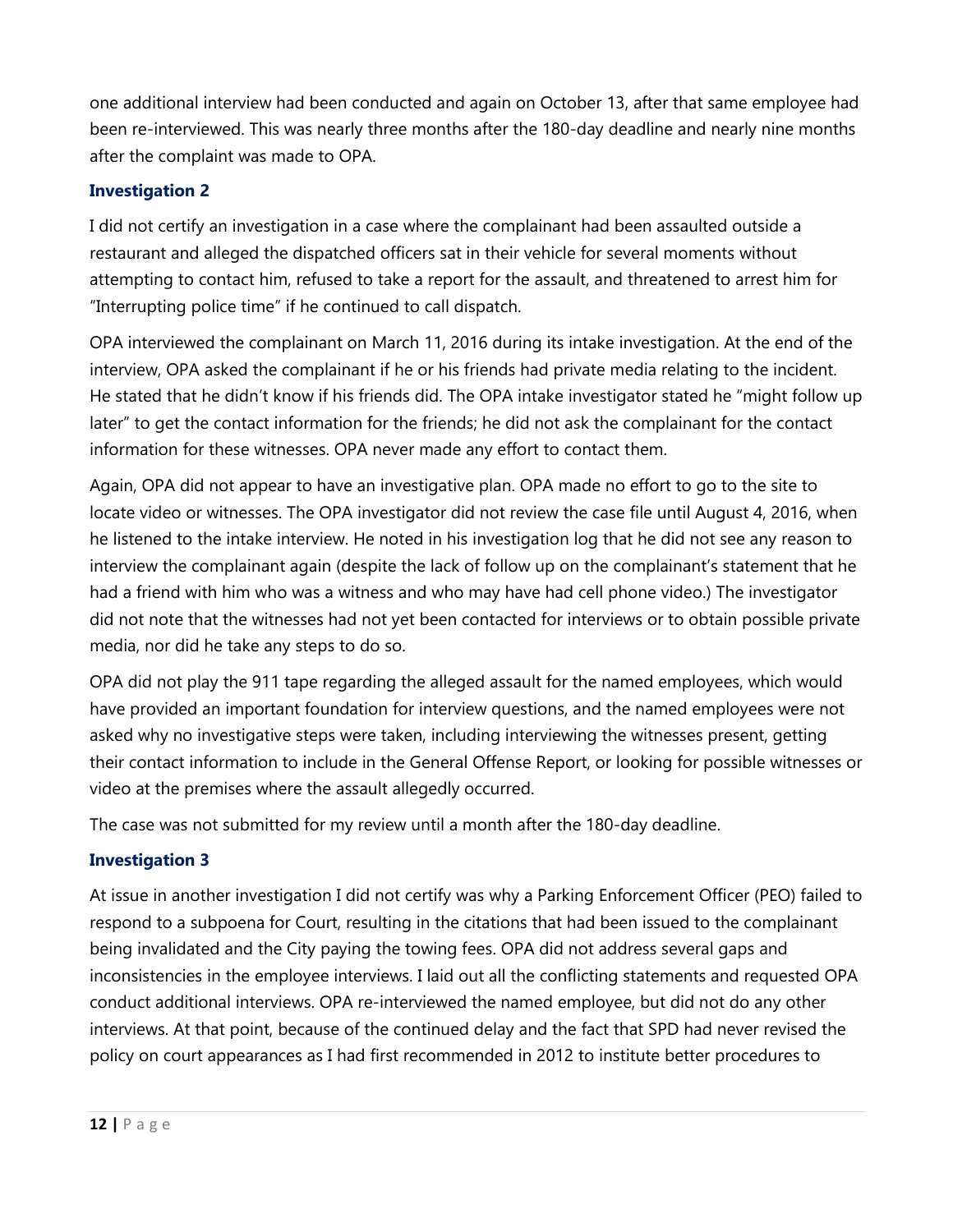one additional interview had been conducted and again on October 13, after that same employee had been re-interviewed. This was nearly three months after the 180-day deadline and nearly nine months after the complaint was made to OPA.

### Investigation 2

I did not certify an investigation in a case where the complainant had been assaulted outside a restaurant and alleged the dispatched officers sat in their vehicle for several moments without attempting to contact him, refused to take a report for the assault, and threatened to arrest him for "Interrupting police time" if he continued to call dispatch.

OPA interviewed the complainant on March 11, 2016 during its intake investigation. At the end of the interview, OPA asked the complainant if he or his friends had private media relating to the incident. He stated that he didn't know if his friends did. The OPA intake investigator stated he "might follow up later" to get the contact information for the friends; he did not ask the complainant for the contact information for these witnesses. OPA never made any effort to contact them.

Again, OPA did not appear to have an investigative plan. OPA made no effort to go to the site to locate video or witnesses. The OPA investigator did not review the case file until August 4, 2016, when he listened to the intake interview. He noted in his investigation log that he did not see any reason to interview the complainant again (despite the lack of follow up on the complainant's statement that he had a friend with him who was a witness and who may have had cell phone video.) The investigator did not note that the witnesses had not yet been contacted for interviews or to obtain possible private media, nor did he take any steps to do so.

OPA did not play the 911 tape regarding the alleged assault for the named employees, which would have provided an important foundation for interview questions, and the named employees were not asked why no investigative steps were taken, including interviewing the witnesses present, getting their contact information to include in the General Offense Report, or looking for possible witnesses or video at the premises where the assault allegedly occurred.

The case was not submitted for my review until a month after the 180-day deadline.

### Investigation 3

At issue in another investigation I did not certify was why a Parking Enforcement Officer (PEO) failed to respond to a subpoena for Court, resulting in the citations that had been issued to the complainant being invalidated and the City paying the towing fees. OPA did not address several gaps and inconsistencies in the employee interviews. I laid out all the conflicting statements and requested OPA conduct additional interviews. OPA re-interviewed the named employee, but did not do any other interviews. At that point, because of the continued delay and the fact that SPD had never revised the policy on court appearances as I had first recommended in 2012 to institute better procedures to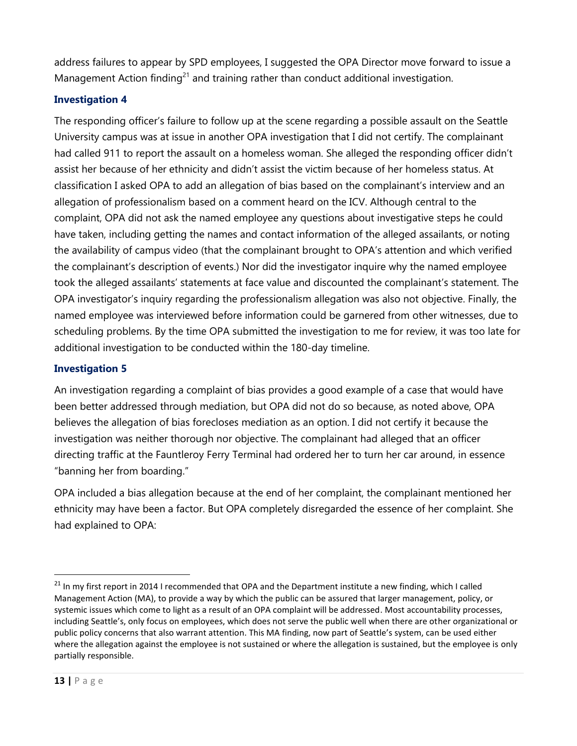address failures to appear by SPD employees, I suggested the OPA Director move forward to issue a Management Action finding[21] and training rather than conduct additional investigation.

### Investigation 4

The responding officer's failure to follow up at the scene regarding a possible assault on the Seattle University campus was at issue in another OPA investigation that I did not certify. The complainant had called 911 to report the assault on a homeless woman. She alleged the responding officer didn't assist her because of her ethnicity and didn't assist the victim because of her homeless status. At classification I asked OPA to add an allegation of bias based on the complainant's interview and an allegation of professionalism based on a comment heard on the ICV. Although central to the complaint, OPA did not ask the named employee any questions about investigative steps he could have taken, including getting the names and contact information of the alleged assailants, or noting the availability of campus video (that the complainant brought to OPA's attention and which verified the complainant's description of events.) Nor did the investigator inquire why the named employee took the alleged assailants' statements at face value and discounted the complainant's statement. The OPA investigator's inquiry regarding the professionalism allegation was also not objective. Finally, the named employee was interviewed before information could be garnered from other witnesses, due to scheduling problems. By the time OPA submitted the investigation to me for review, it was too late for additional investigation to be conducted within the 180-day timeline.

### Investigation 5

An investigation regarding a complaint of bias provides a good example of a case that would have been better addressed through mediation, but OPA did not do so because, as noted above, OPA believes the allegation of bias forecloses mediation as an option. I did not certify it because the investigation was neither thorough nor objective. The complainant had alleged that an officer directing traffic at the Fauntleroy Ferry Terminal had ordered her to turn her car around, in essence "banning her from boarding."

OPA included a bias allegation because at the end of her complaint, the complainant mentioned her ethnicity may have been a factor. But OPA completely disregarded the essence of her complaint. She had explained to OPA:

---

[21] In my first report in 2014 I recommended that OPA and the Department institute a new finding, which I called Management Action (MA), to provide a way by which the public can be assured that larger management, policy, or systemic issues which come to light as a result of an OPA complaint will be addressed. Most accountability processes, including Seattle's, only focus on employees, which does not serve the public well when there are other organizational or public policy concerns that also warrant attention. This MA finding, now part of Seattle's system, can be used either where the allegation against the employee is not sustained or where the allegation is sustained, but the employee is only partially responsible.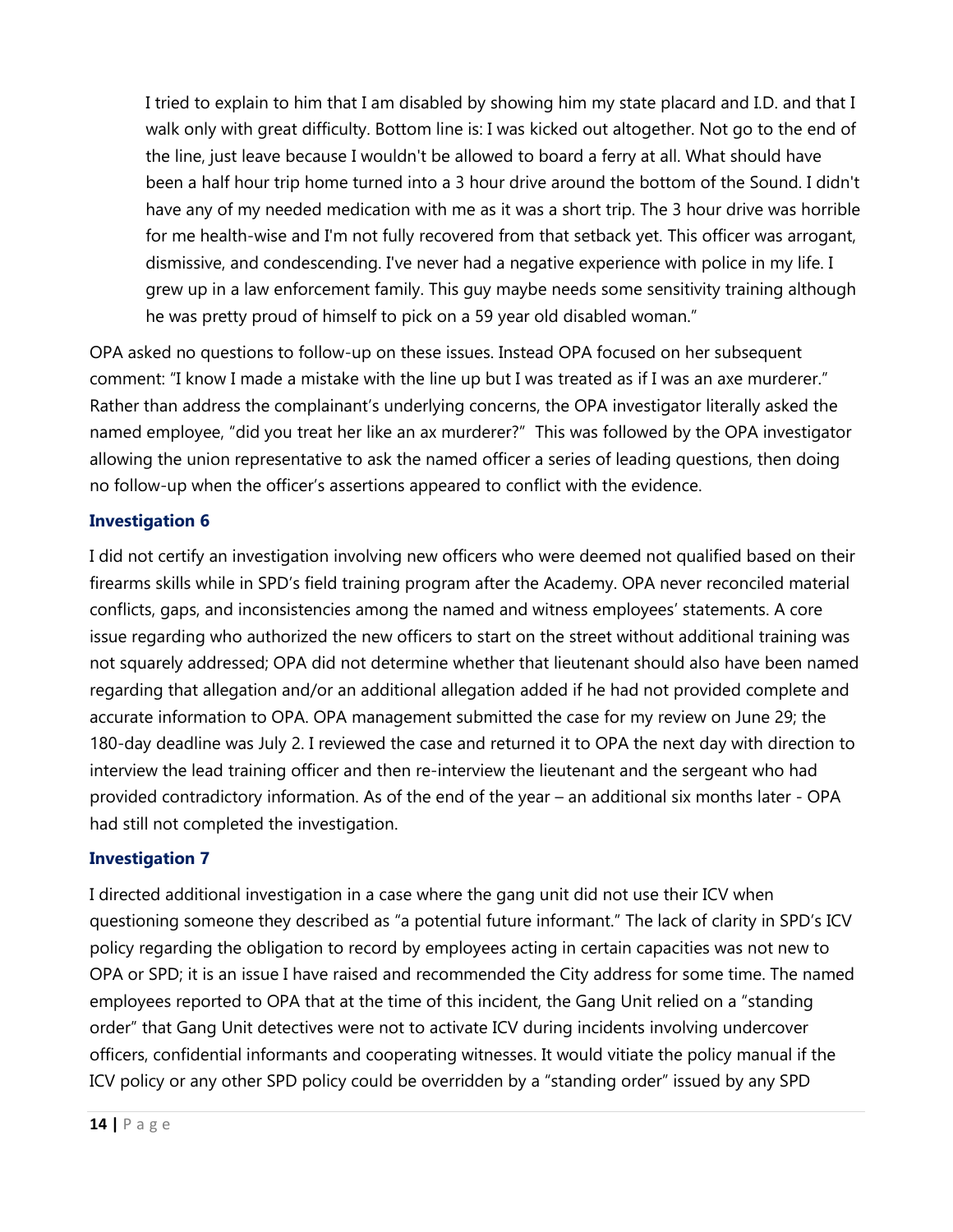> I tried to explain to him that I am disabled by showing him my state placard and I.D. and that I walk only with great difficulty. Bottom line is: I was kicked out altogether. Not go to the end of the line, just leave because I wouldn't be allowed to board a ferry at all. What should have been a half hour trip home turned into a 3 hour drive around the bottom of the Sound. I didn't have any of my needed medication with me as it was a short trip. The 3 hour drive was horrible for me health-wise and I'm not fully recovered from that setback yet. This officer was arrogant, dismissive, and condescending. I've never had a negative experience with police in my life. I grew up in a law enforcement family. This guy maybe needs some sensitivity training although he was pretty proud of himself to pick on a 59 year old disabled woman."

OPA asked no questions to follow-up on these issues. Instead OPA focused on her subsequent comment: "I know I made a mistake with the line up but I was treated as if I was an axe murderer." Rather than address the complainant's underlying concerns, the OPA investigator literally asked the named employee, "did you treat her like an ax murderer?" This was followed by the OPA investigator allowing the union representative to ask the named officer a series of leading questions, then doing no follow-up when the officer's assertions appeared to conflict with the evidence.

### Investigation 6

I did not certify an investigation involving new officers who were deemed not qualified based on their firearms skills while in SPD's field training program after the Academy. OPA never reconciled material conflicts, gaps, and inconsistencies among the named and witness employees' statements. A core issue regarding who authorized the new officers to start on the street without additional training was not squarely addressed; OPA did not determine whether that lieutenant should also have been named regarding that allegation and/or an additional allegation added if he had not provided complete and accurate information to OPA. OPA management submitted the case for my review on June 29; the 180-day deadline was July 2. I reviewed the case and returned it to OPA the next day with direction to interview the lead training officer and then re-interview the lieutenant and the sergeant who had provided contradictory information. As of the end of the year – an additional six months later - OPA had still not completed the investigation.

### Investigation 7

I directed additional investigation in a case where the gang unit did not use their ICV when questioning someone they described as "a potential future informant." The lack of clarity in SPD's ICV policy regarding the obligation to record by employees acting in certain capacities was not new to OPA or SPD; it is an issue I have raised and recommended the City address for some time. The named employees reported to OPA that at the time of this incident, the Gang Unit relied on a "standing order" that Gang Unit detectives were not to activate ICV during incidents involving undercover officers, confidential informants and cooperating witnesses. It would vitiate the policy manual if the ICV policy or any other SPD policy could be overridden by a "standing order" issued by any SPD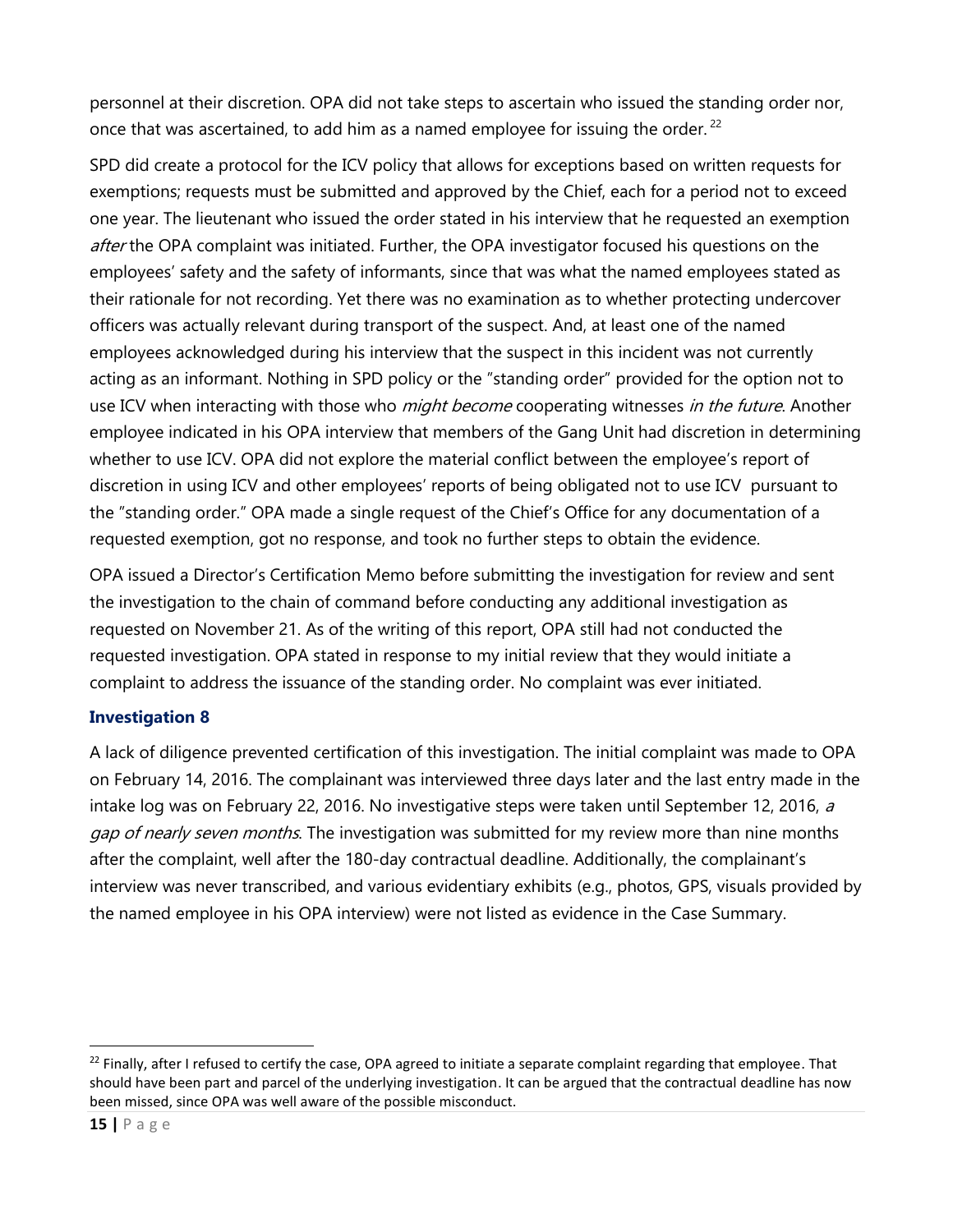personnel at their discretion. OPA did not take steps to ascertain who issued the standing order nor, once that was ascertained, to add him as a named employee for issuing the order.[22]

SPD did create a protocol for the ICV policy that allows for exceptions based on written requests for exemptions; requests must be submitted and approved by the Chief, each for a period not to exceed one year. The lieutenant who issued the order stated in his interview that he requested an exemption *after* the OPA complaint was initiated. Further, the OPA investigator focused his questions on the employees' safety and the safety of informants, since that was what the named employees stated as their rationale for not recording. Yet there was no examination as to whether protecting undercover officers was actually relevant during transport of the suspect. And, at least one of the named employees acknowledged during his interview that the suspect in this incident was not currently acting as an informant. Nothing in SPD policy or the "standing order" provided for the option not to use ICV when interacting with those who *might become* cooperating witnesses *in the future*. Another employee indicated in his OPA interview that members of the Gang Unit had discretion in determining whether to use ICV. OPA did not explore the material conflict between the employee's report of discretion in using ICV and other employees' reports of being obligated not to use ICV pursuant to the "standing order." OPA made a single request of the Chief's Office for any documentation of a requested exemption, got no response, and took no further steps to obtain the evidence.

OPA issued a Director's Certification Memo before submitting the investigation for review and sent the investigation to the chain of command before conducting any additional investigation as requested on November 21. As of the writing of this report, OPA still had not conducted the requested investigation. OPA stated in response to my initial review that they would initiate a complaint to address the issuance of the standing order. No complaint was ever initiated.

### Investigation 8

A lack of diligence prevented certification of this investigation. The initial complaint was made to OPA on February 14, 2016. The complainant was interviewed three days later and the last entry made in the intake log was on February 22, 2016. No investigative steps were taken until September 12, 2016, *a gap of nearly seven months*. The investigation was submitted for my review more than nine months after the complaint, well after the 180-day contractual deadline. Additionally, the complainant's interview was never transcribed, and various evidentiary exhibits (e.g., photos, GPS, visuals provided by the named employee in his OPA interview) were not listed as evidence in the Case Summary.

---

[22] Finally, after I refused to certify the case, OPA agreed to initiate a separate complaint regarding that employee. That should have been part and parcel of the underlying investigation. It can be argued that the contractual deadline has now been missed, since OPA was well aware of the possible misconduct.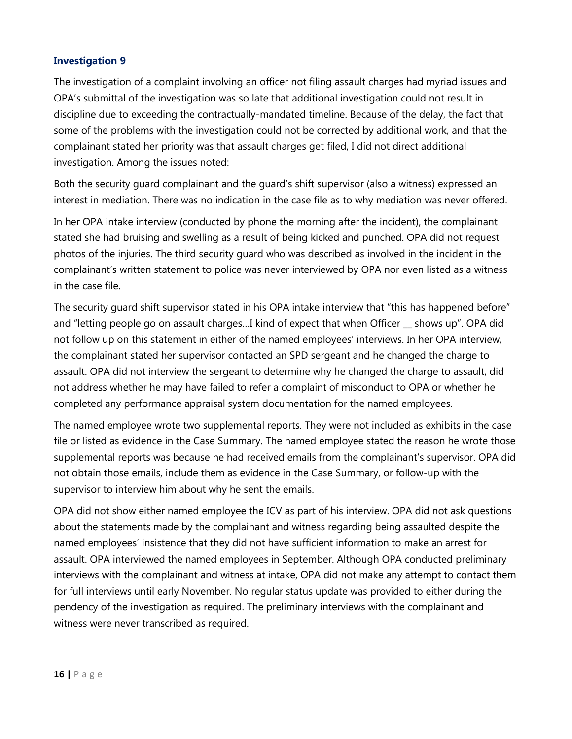### Investigation 9

The investigation of a complaint involving an officer not filing assault charges had myriad issues and OPA's submittal of the investigation was so late that additional investigation could not result in discipline due to exceeding the contractually-mandated timeline. Because of the delay, the fact that some of the problems with the investigation could not be corrected by additional work, and that the complainant stated her priority was that assault charges get filed, I did not direct additional investigation. Among the issues noted:

Both the security guard complainant and the guard's shift supervisor (also a witness) expressed an interest in mediation. There was no indication in the case file as to why mediation was never offered.

In her OPA intake interview (conducted by phone the morning after the incident), the complainant stated she had bruising and swelling as a result of being kicked and punched. OPA did not request photos of the injuries. The third security guard who was described as involved in the incident in the complainant's written statement to police was never interviewed by OPA nor even listed as a witness in the case file.

The security guard shift supervisor stated in his OPA intake interview that "this has happened before" and "letting people go on assault charges…I kind of expect that when Officer __ shows up". OPA did not follow up on this statement in either of the named employees' interviews. In her OPA interview, the complainant stated her supervisor contacted an SPD sergeant and he changed the charge to assault. OPA did not interview the sergeant to determine why he changed the charge to assault, did not address whether he may have failed to refer a complaint of misconduct to OPA or whether he completed any performance appraisal system documentation for the named employees.

The named employee wrote two supplemental reports. They were not included as exhibits in the case file or listed as evidence in the Case Summary. The named employee stated the reason he wrote those supplemental reports was because he had received emails from the complainant's supervisor. OPA did not obtain those emails, include them as evidence in the Case Summary, or follow-up with the supervisor to interview him about why he sent the emails.

OPA did not show either named employee the ICV as part of his interview. OPA did not ask questions about the statements made by the complainant and witness regarding being assaulted despite the named employees' insistence that they did not have sufficient information to make an arrest for assault. OPA interviewed the named employees in September. Although OPA conducted preliminary interviews with the complainant and witness at intake, OPA did not make any attempt to contact them for full interviews until early November. No regular status update was provided to either during the pendency of the investigation as required. The preliminary interviews with the complainant and witness were never transcribed as required.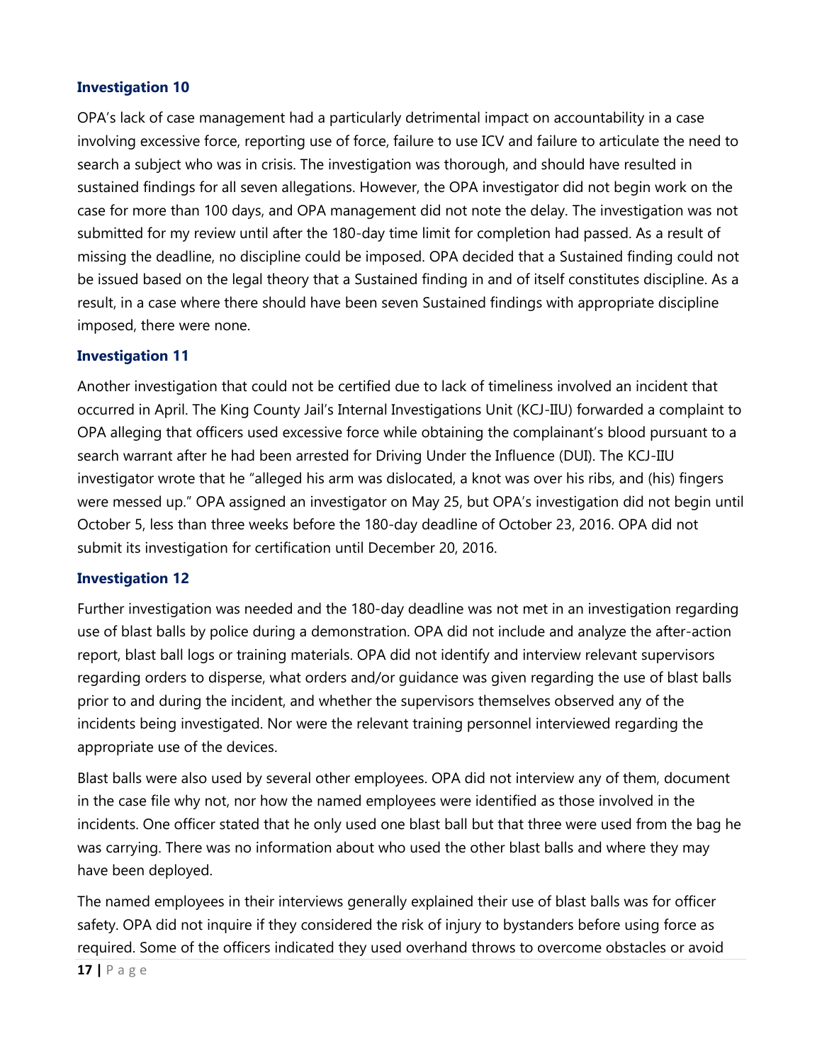### Investigation 10

OPA's lack of case management had a particularly detrimental impact on accountability in a case involving excessive force, reporting use of force, failure to use ICV and failure to articulate the need to search a subject who was in crisis. The investigation was thorough, and should have resulted in sustained findings for all seven allegations. However, the OPA investigator did not begin work on the case for more than 100 days, and OPA management did not note the delay. The investigation was not submitted for my review until after the 180-day time limit for completion had passed. As a result of missing the deadline, no discipline could be imposed. OPA decided that a Sustained finding could not be issued based on the legal theory that a Sustained finding in and of itself constitutes discipline. As a result, in a case where there should have been seven Sustained findings with appropriate discipline imposed, there were none.

### Investigation 11

Another investigation that could not be certified due to lack of timeliness involved an incident that occurred in April. The King County Jail's Internal Investigations Unit (KCJ-IIU) forwarded a complaint to OPA alleging that officers used excessive force while obtaining the complainant's blood pursuant to a search warrant after he had been arrested for Driving Under the Influence (DUI). The KCJ-IIU investigator wrote that he "alleged his arm was dislocated, a knot was over his ribs, and (his) fingers were messed up." OPA assigned an investigator on May 25, but OPA's investigation did not begin until October 5, less than three weeks before the 180-day deadline of October 23, 2016. OPA did not submit its investigation for certification until December 20, 2016.

### Investigation 12

Further investigation was needed and the 180-day deadline was not met in an investigation regarding use of blast balls by police during a demonstration. OPA did not include and analyze the after-action report, blast ball logs or training materials. OPA did not identify and interview relevant supervisors regarding orders to disperse, what orders and/or guidance was given regarding the use of blast balls prior to and during the incident, and whether the supervisors themselves observed any of the incidents being investigated. Nor were the relevant training personnel interviewed regarding the appropriate use of the devices.

Blast balls were also used by several other employees. OPA did not interview any of them, document in the case file why not, nor how the named employees were identified as those involved in the incidents. One officer stated that he only used one blast ball but that three were used from the bag he was carrying. There was no information about who used the other blast balls and where they may have been deployed.

The named employees in their interviews generally explained their use of blast balls was for officer safety. OPA did not inquire if they considered the risk of injury to bystanders before using force as required. Some of the officers indicated they used overhand throws to overcome obstacles or avoid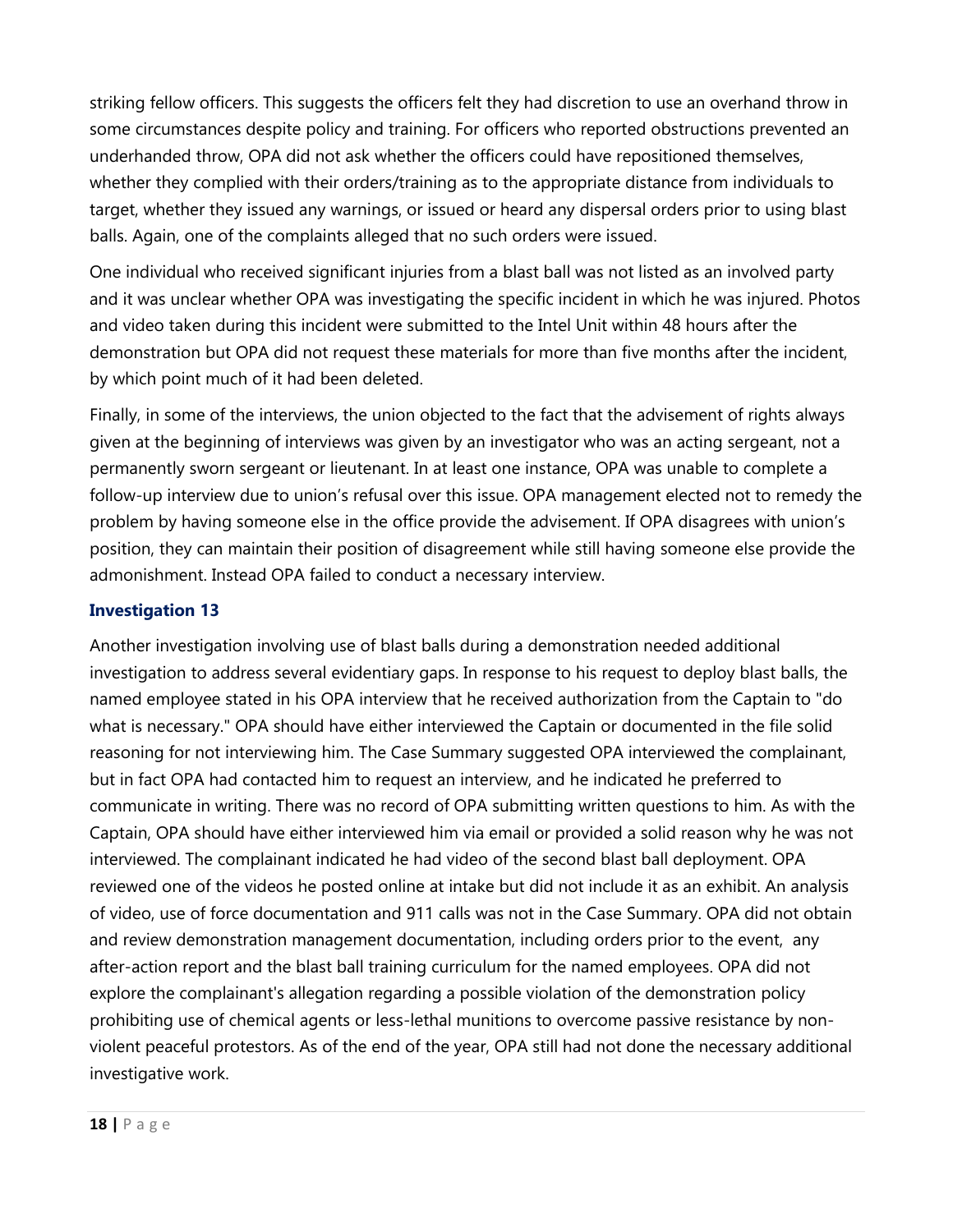striking fellow officers. This suggests the officers felt they had discretion to use an overhand throw in some circumstances despite policy and training. For officers who reported obstructions prevented an underhanded throw, OPA did not ask whether the officers could have repositioned themselves, whether they complied with their orders/training as to the appropriate distance from individuals to target, whether they issued any warnings, or issued or heard any dispersal orders prior to using blast balls. Again, one of the complaints alleged that no such orders were issued.

One individual who received significant injuries from a blast ball was not listed as an involved party and it was unclear whether OPA was investigating the specific incident in which he was injured. Photos and video taken during this incident were submitted to the Intel Unit within 48 hours after the demonstration but OPA did not request these materials for more than five months after the incident, by which point much of it had been deleted.

Finally, in some of the interviews, the union objected to the fact that the advisement of rights always given at the beginning of interviews was given by an investigator who was an acting sergeant, not a permanently sworn sergeant or lieutenant. In at least one instance, OPA was unable to complete a follow-up interview due to union's refusal over this issue. OPA management elected not to remedy the problem by having someone else in the office provide the advisement. If OPA disagrees with union's position, they can maintain their position of disagreement while still having someone else provide the admonishment. Instead OPA failed to conduct a necessary interview.

### Investigation 13

Another investigation involving use of blast balls during a demonstration needed additional investigation to address several evidentiary gaps. In response to his request to deploy blast balls, the named employee stated in his OPA interview that he received authorization from the Captain to "do what is necessary." OPA should have either interviewed the Captain or documented in the file solid reasoning for not interviewing him. The Case Summary suggested OPA interviewed the complainant, but in fact OPA had contacted him to request an interview, and he indicated he preferred to communicate in writing. There was no record of OPA submitting written questions to him. As with the Captain, OPA should have either interviewed him via email or provided a solid reason why he was not interviewed. The complainant indicated he had video of the second blast ball deployment. OPA reviewed one of the videos he posted online at intake but did not include it as an exhibit. An analysis of video, use of force documentation and 911 calls was not in the Case Summary. OPA did not obtain and review demonstration management documentation, including orders prior to the event, any after-action report and the blast ball training curriculum for the named employees. OPA did not explore the complainant's allegation regarding a possible violation of the demonstration policy prohibiting use of chemical agents or less-lethal munitions to overcome passive resistance by non-violent peaceful protestors. As of the end of the year, OPA still had not done the necessary additional investigative work.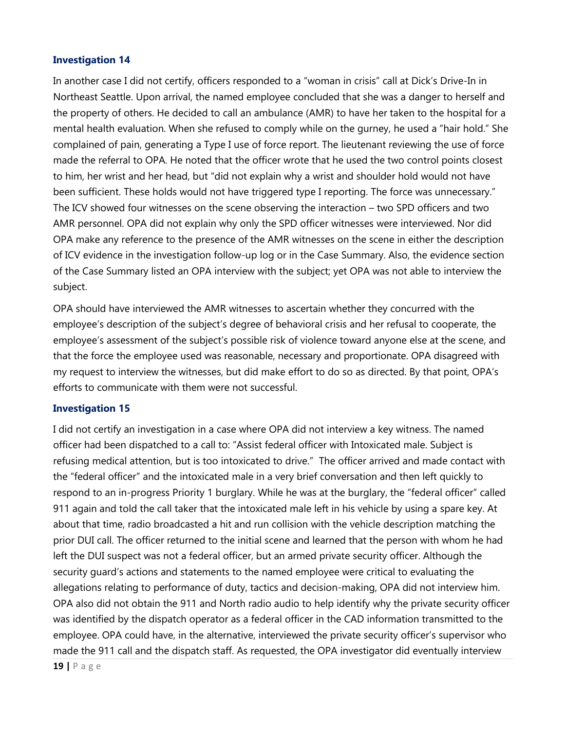### Investigation 14

In another case I did not certify, officers responded to a "woman in crisis" call at Dick's Drive-In in Northeast Seattle. Upon arrival, the named employee concluded that she was a danger to herself and the property of others. He decided to call an ambulance (AMR) to have her taken to the hospital for a mental health evaluation. When she refused to comply while on the gurney, he used a "hair hold." She complained of pain, generating a Type I use of force report. The lieutenant reviewing the use of force made the referral to OPA. He noted that the officer wrote that he used the two control points closest to him, her wrist and her head, but "did not explain why a wrist and shoulder hold would not have been sufficient. These holds would not have triggered type I reporting. The force was unnecessary." The ICV showed four witnesses on the scene observing the interaction – two SPD officers and two AMR personnel. OPA did not explain why only the SPD officer witnesses were interviewed. Nor did OPA make any reference to the presence of the AMR witnesses on the scene in either the description of ICV evidence in the investigation follow-up log or in the Case Summary. Also, the evidence section of the Case Summary listed an OPA interview with the subject; yet OPA was not able to interview the subject.

OPA should have interviewed the AMR witnesses to ascertain whether they concurred with the employee's description of the subject's degree of behavioral crisis and her refusal to cooperate, the employee's assessment of the subject's possible risk of violence toward anyone else at the scene, and that the force the employee used was reasonable, necessary and proportionate. OPA disagreed with my request to interview the witnesses, but did make effort to do so as directed. By that point, OPA's efforts to communicate with them were not successful.

### Investigation 15

I did not certify an investigation in a case where OPA did not interview a key witness. The named officer had been dispatched to a call to: "Assist federal officer with Intoxicated male. Subject is refusing medical attention, but is too intoxicated to drive." The officer arrived and made contact with the "federal officer" and the intoxicated male in a very brief conversation and then left quickly to respond to an in-progress Priority 1 burglary. While he was at the burglary, the "federal officer" called 911 again and told the call taker that the intoxicated male left in his vehicle by using a spare key. At about that time, radio broadcasted a hit and run collision with the vehicle description matching the prior DUI call. The officer returned to the initial scene and learned that the person with whom he had left the DUI suspect was not a federal officer, but an armed private security officer. Although the security guard's actions and statements to the named employee were critical to evaluating the allegations relating to performance of duty, tactics and decision-making, OPA did not interview him. OPA also did not obtain the 911 and North radio audio to help identify why the private security officer was identified by the dispatch operator as a federal officer in the CAD information transmitted to the employee. OPA could have, in the alternative, interviewed the private security officer's supervisor who made the 911 call and the dispatch staff. As requested, the OPA investigator did eventually interview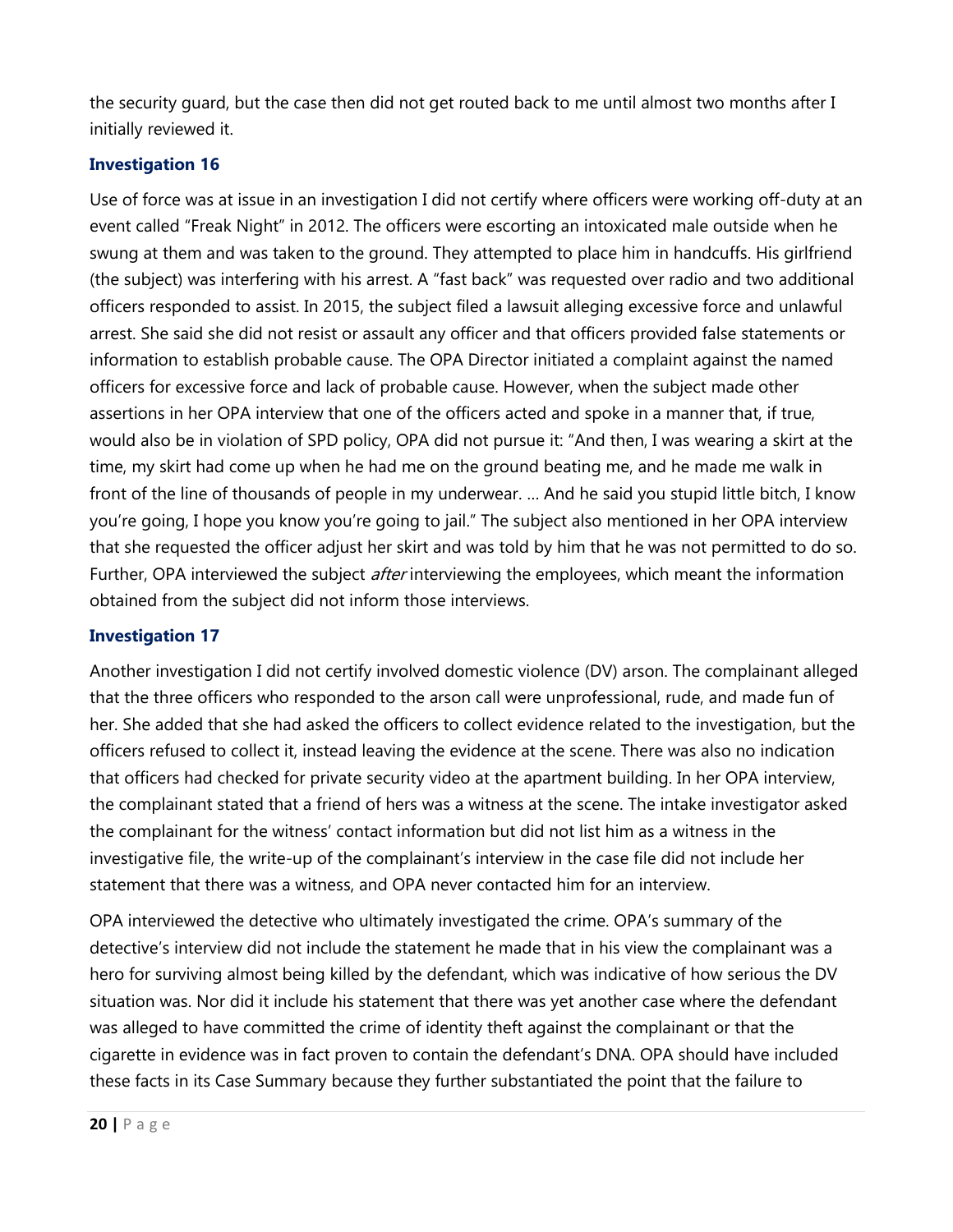the security guard, but the case then did not get routed back to me until almost two months after I initially reviewed it.

### Investigation 16

Use of force was at issue in an investigation I did not certify where officers were working off-duty at an event called "Freak Night" in 2012. The officers were escorting an intoxicated male outside when he swung at them and was taken to the ground. They attempted to place him in handcuffs. His girlfriend (the subject) was interfering with his arrest. A "fast back" was requested over radio and two additional officers responded to assist. In 2015, the subject filed a lawsuit alleging excessive force and unlawful arrest. She said she did not resist or assault any officer and that officers provided false statements or information to establish probable cause. The OPA Director initiated a complaint against the named officers for excessive force and lack of probable cause. However, when the subject made other assertions in her OPA interview that one of the officers acted and spoke in a manner that, if true, would also be in violation of SPD policy, OPA did not pursue it: "And then, I was wearing a skirt at the time, my skirt had come up when he had me on the ground beating me, and he made me walk in front of the line of thousands of people in my underwear. … And he said you stupid little bitch, I know you're going, I hope you know you're going to jail." The subject also mentioned in her OPA interview that she requested the officer adjust her skirt and was told by him that he was not permitted to do so. Further, OPA interviewed the subject *after* interviewing the employees, which meant the information obtained from the subject did not inform those interviews.

### Investigation 17

Another investigation I did not certify involved domestic violence (DV) arson. The complainant alleged that the three officers who responded to the arson call were unprofessional, rude, and made fun of her. She added that she had asked the officers to collect evidence related to the investigation, but the officers refused to collect it, instead leaving the evidence at the scene. There was also no indication that officers had checked for private security video at the apartment building. In her OPA interview, the complainant stated that a friend of hers was a witness at the scene. The intake investigator asked the complainant for the witness' contact information but did not list him as a witness in the investigative file, the write-up of the complainant's interview in the case file did not include her statement that there was a witness, and OPA never contacted him for an interview.

OPA interviewed the detective who ultimately investigated the crime. OPA's summary of the detective's interview did not include the statement he made that in his view the complainant was a hero for surviving almost being killed by the defendant, which was indicative of how serious the DV situation was. Nor did it include his statement that there was yet another case where the defendant was alleged to have committed the crime of identity theft against the complainant or that the cigarette in evidence was in fact proven to contain the defendant's DNA. OPA should have included these facts in its Case Summary because they further substantiated the point that the failure to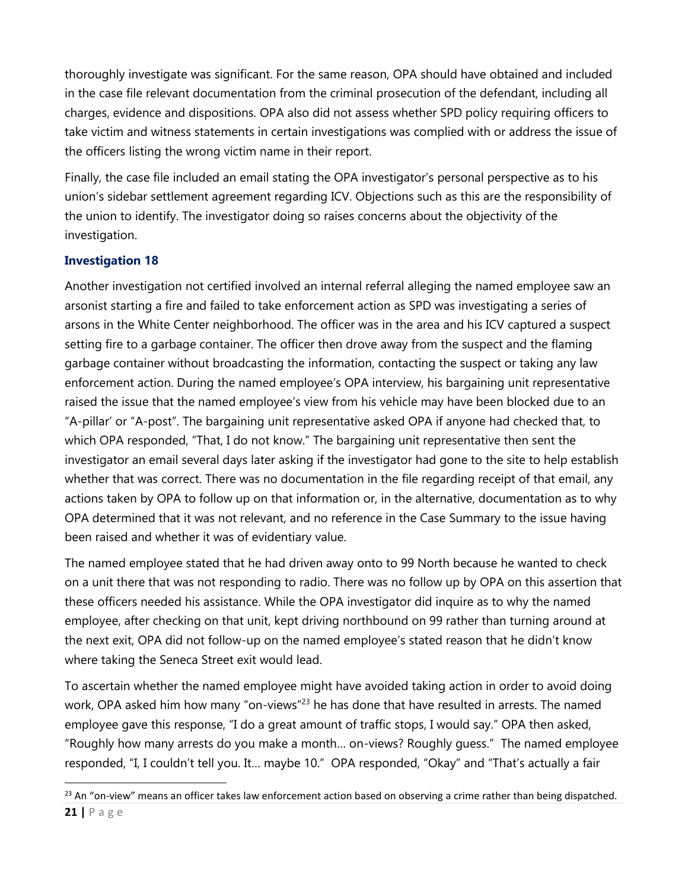thoroughly investigate was significant. For the same reason, OPA should have obtained and included in the case file relevant documentation from the criminal prosecution of the defendant, including all charges, evidence and dispositions. OPA also did not assess whether SPD policy requiring officers to take victim and witness statements in certain investigations was complied with or address the issue of the officers listing the wrong victim name in their report.

Finally, the case file included an email stating the OPA investigator's personal perspective as to his union's sidebar settlement agreement regarding ICV. Objections such as this are the responsibility of the union to identify. The investigator doing so raises concerns about the objectivity of the investigation.

### Investigation 18

Another investigation not certified involved an internal referral alleging the named employee saw an arsonist starting a fire and failed to take enforcement action as SPD was investigating a series of arsons in the White Center neighborhood. The officer was in the area and his ICV captured a suspect setting fire to a garbage container. The officer then drove away from the suspect and the flaming garbage container without broadcasting the information, contacting the suspect or taking any law enforcement action. During the named employee's OPA interview, his bargaining unit representative raised the issue that the named employee's view from his vehicle may have been blocked due to an "A-pillar' or "A-post". The bargaining unit representative asked OPA if anyone had checked that, to which OPA responded, "That, I do not know." The bargaining unit representative then sent the investigator an email several days later asking if the investigator had gone to the site to help establish whether that was correct. There was no documentation in the file regarding receipt of that email, any actions taken by OPA to follow up on that information or, in the alternative, documentation as to why OPA determined that it was not relevant, and no reference in the Case Summary to the issue having been raised and whether it was of evidentiary value.

The named employee stated that he had driven away onto to 99 North because he wanted to check on a unit there that was not responding to radio. There was no follow up by OPA on this assertion that these officers needed his assistance. While the OPA investigator did inquire as to why the named employee, after checking on that unit, kept driving northbound on 99 rather than turning around at the next exit, OPA did not follow-up on the named employee's stated reason that he didn't know where taking the Seneca Street exit would lead.

To ascertain whether the named employee might have avoided taking action in order to avoid doing work, OPA asked him how many "on-views"[23] he has done that have resulted in arrests. The named employee gave this response, "I do a great amount of traffic stops, I would say." OPA then asked, "Roughly how many arrests do you make a month… on-views? Roughly guess." The named employee responded, "I, I couldn't tell you. It… maybe 10." OPA responded, "Okay" and "That's actually a fair

[23] An "on-view" means an officer takes law enforcement action based on observing a crime rather than being dispatched.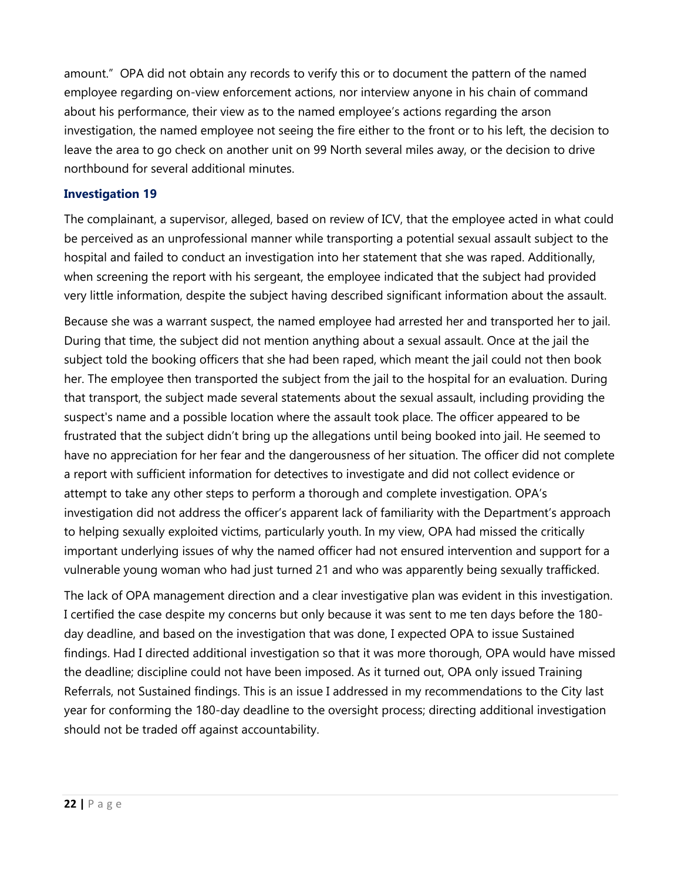amount." OPA did not obtain any records to verify this or to document the pattern of the named employee regarding on-view enforcement actions, nor interview anyone in his chain of command about his performance, their view as to the named employee's actions regarding the arson investigation, the named employee not seeing the fire either to the front or to his left, the decision to leave the area to go check on another unit on 99 North several miles away, or the decision to drive northbound for several additional minutes.

### Investigation 19

The complainant, a supervisor, alleged, based on review of ICV, that the employee acted in what could be perceived as an unprofessional manner while transporting a potential sexual assault subject to the hospital and failed to conduct an investigation into her statement that she was raped. Additionally, when screening the report with his sergeant, the employee indicated that the subject had provided very little information, despite the subject having described significant information about the assault.

Because she was a warrant suspect, the named employee had arrested her and transported her to jail. During that time, the subject did not mention anything about a sexual assault. Once at the jail the subject told the booking officers that she had been raped, which meant the jail could not then book her. The employee then transported the subject from the jail to the hospital for an evaluation. During that transport, the subject made several statements about the sexual assault, including providing the suspect's name and a possible location where the assault took place. The officer appeared to be frustrated that the subject didn't bring up the allegations until being booked into jail. He seemed to have no appreciation for her fear and the dangerousness of her situation. The officer did not complete a report with sufficient information for detectives to investigate and did not collect evidence or attempt to take any other steps to perform a thorough and complete investigation. OPA's investigation did not address the officer's apparent lack of familiarity with the Department's approach to helping sexually exploited victims, particularly youth. In my view, OPA had missed the critically important underlying issues of why the named officer had not ensured intervention and support for a vulnerable young woman who had just turned 21 and who was apparently being sexually trafficked.

The lack of OPA management direction and a clear investigative plan was evident in this investigation. I certified the case despite my concerns but only because it was sent to me ten days before the 180-day deadline, and based on the investigation that was done, I expected OPA to issue Sustained findings. Had I directed additional investigation so that it was more thorough, OPA would have missed the deadline; discipline could not have been imposed. As it turned out, OPA only issued Training Referrals, not Sustained findings. This is an issue I addressed in my recommendations to the City last year for conforming the 180-day deadline to the oversight process; directing additional investigation should not be traded off against accountability.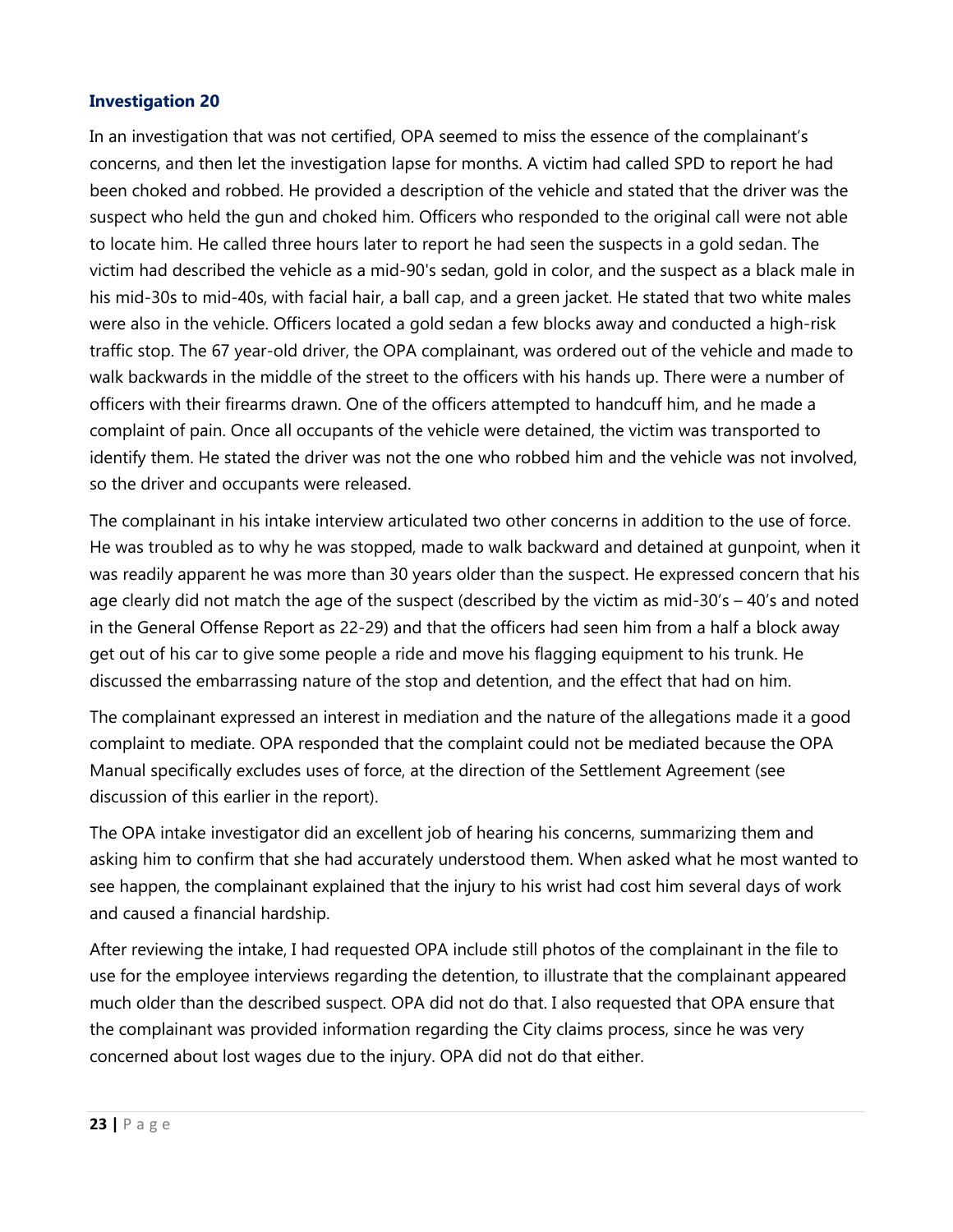### Investigation 20

In an investigation that was not certified, OPA seemed to miss the essence of the complainant's concerns, and then let the investigation lapse for months. A victim had called SPD to report he had been choked and robbed. He provided a description of the vehicle and stated that the driver was the suspect who held the gun and choked him. Officers who responded to the original call were not able to locate him. He called three hours later to report he had seen the suspects in a gold sedan. The victim had described the vehicle as a mid-90's sedan, gold in color, and the suspect as a black male in his mid-30s to mid-40s, with facial hair, a ball cap, and a green jacket. He stated that two white males were also in the vehicle. Officers located a gold sedan a few blocks away and conducted a high-risk traffic stop. The 67 year-old driver, the OPA complainant, was ordered out of the vehicle and made to walk backwards in the middle of the street to the officers with his hands up. There were a number of officers with their firearms drawn. One of the officers attempted to handcuff him, and he made a complaint of pain. Once all occupants of the vehicle were detained, the victim was transported to identify them. He stated the driver was not the one who robbed him and the vehicle was not involved, so the driver and occupants were released.

The complainant in his intake interview articulated two other concerns in addition to the use of force. He was troubled as to why he was stopped, made to walk backward and detained at gunpoint, when it was readily apparent he was more than 30 years older than the suspect. He expressed concern that his age clearly did not match the age of the suspect (described by the victim as mid-30's – 40's and noted in the General Offense Report as 22-29) and that the officers had seen him from a half a block away get out of his car to give some people a ride and move his flagging equipment to his trunk. He discussed the embarrassing nature of the stop and detention, and the effect that had on him.

The complainant expressed an interest in mediation and the nature of the allegations made it a good complaint to mediate. OPA responded that the complaint could not be mediated because the OPA Manual specifically excludes uses of force, at the direction of the Settlement Agreement (see discussion of this earlier in the report).

The OPA intake investigator did an excellent job of hearing his concerns, summarizing them and asking him to confirm that she had accurately understood them. When asked what he most wanted to see happen, the complainant explained that the injury to his wrist had cost him several days of work and caused a financial hardship.

After reviewing the intake, I had requested OPA include still photos of the complainant in the file to use for the employee interviews regarding the detention, to illustrate that the complainant appeared much older than the described suspect. OPA did not do that. I also requested that OPA ensure that the complainant was provided information regarding the City claims process, since he was very concerned about lost wages due to the injury. OPA did not do that either.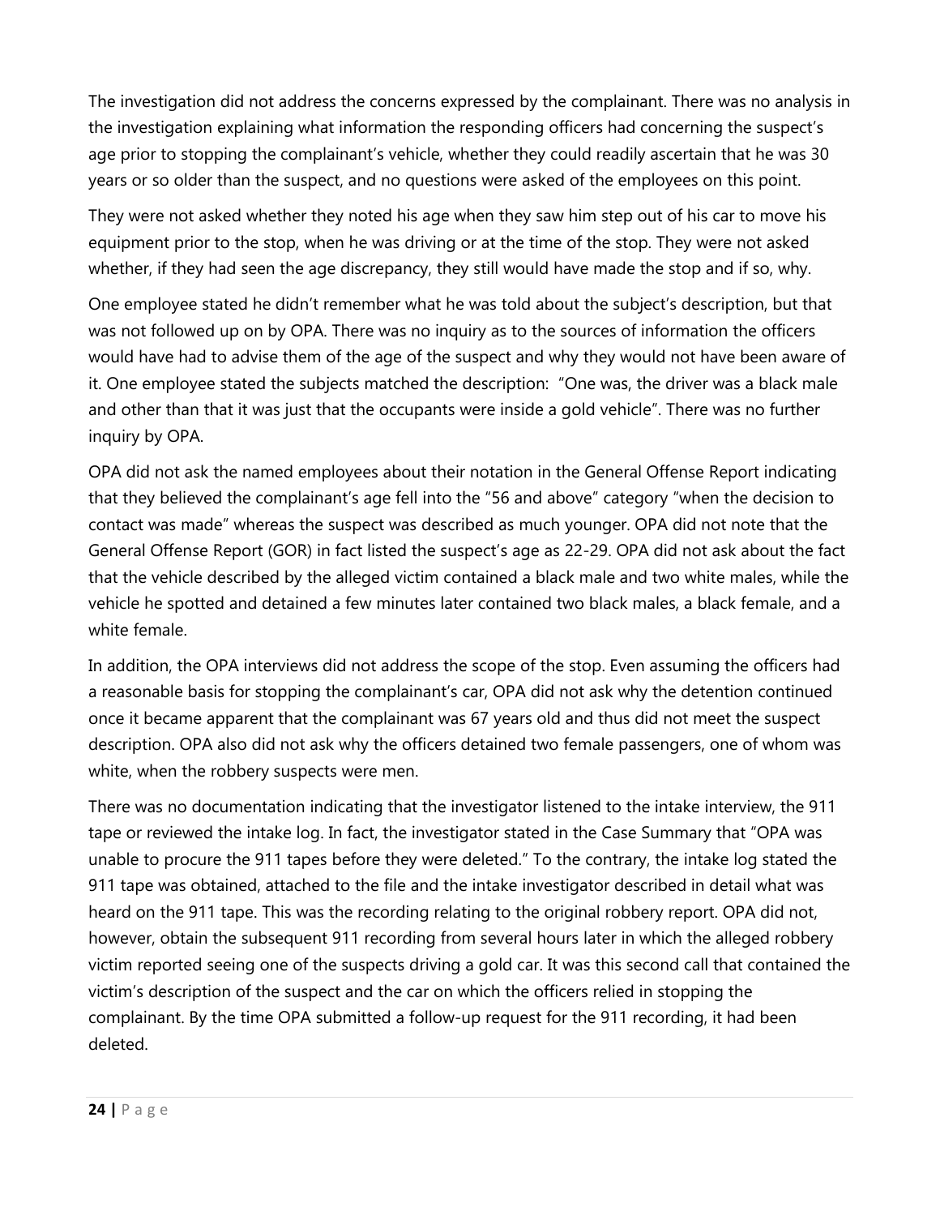The investigation did not address the concerns expressed by the complainant. There was no analysis in the investigation explaining what information the responding officers had concerning the suspect's age prior to stopping the complainant's vehicle, whether they could readily ascertain that he was 30 years or so older than the suspect, and no questions were asked of the employees on this point.

They were not asked whether they noted his age when they saw him step out of his car to move his equipment prior to the stop, when he was driving or at the time of the stop. They were not asked whether, if they had seen the age discrepancy, they still would have made the stop and if so, why.

One employee stated he didn't remember what he was told about the subject's description, but that was not followed up on by OPA. There was no inquiry as to the sources of information the officers would have had to advise them of the age of the suspect and why they would not have been aware of it. One employee stated the subjects matched the description: "One was, the driver was a black male and other than that it was just that the occupants were inside a gold vehicle". There was no further inquiry by OPA.

OPA did not ask the named employees about their notation in the General Offense Report indicating that they believed the complainant's age fell into the "56 and above" category "when the decision to contact was made" whereas the suspect was described as much younger. OPA did not note that the General Offense Report (GOR) in fact listed the suspect's age as 22-29. OPA did not ask about the fact that the vehicle described by the alleged victim contained a black male and two white males, while the vehicle he spotted and detained a few minutes later contained two black males, a black female, and a white female.

In addition, the OPA interviews did not address the scope of the stop. Even assuming the officers had a reasonable basis for stopping the complainant's car, OPA did not ask why the detention continued once it became apparent that the complainant was 67 years old and thus did not meet the suspect description. OPA also did not ask why the officers detained two female passengers, one of whom was white, when the robbery suspects were men.

There was no documentation indicating that the investigator listened to the intake interview, the 911 tape or reviewed the intake log. In fact, the investigator stated in the Case Summary that "OPA was unable to procure the 911 tapes before they were deleted." To the contrary, the intake log stated the 911 tape was obtained, attached to the file and the intake investigator described in detail what was heard on the 911 tape. This was the recording relating to the original robbery report. OPA did not, however, obtain the subsequent 911 recording from several hours later in which the alleged robbery victim reported seeing one of the suspects driving a gold car. It was this second call that contained the victim's description of the suspect and the car on which the officers relied in stopping the complainant. By the time OPA submitted a follow-up request for the 911 recording, it had been deleted.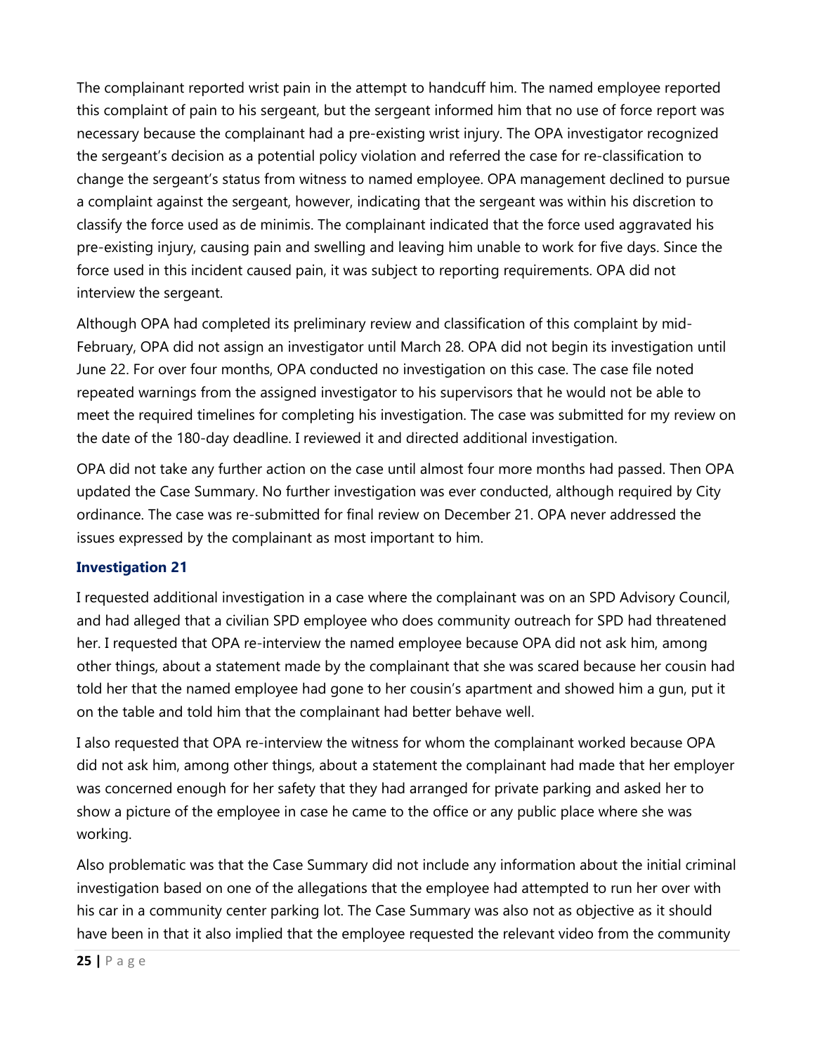The complainant reported wrist pain in the attempt to handcuff him. The named employee reported this complaint of pain to his sergeant, but the sergeant informed him that no use of force report was necessary because the complainant had a pre-existing wrist injury. The OPA investigator recognized the sergeant's decision as a potential policy violation and referred the case for re-classification to change the sergeant's status from witness to named employee. OPA management declined to pursue a complaint against the sergeant, however, indicating that the sergeant was within his discretion to classify the force used as de minimis. The complainant indicated that the force used aggravated his pre-existing injury, causing pain and swelling and leaving him unable to work for five days. Since the force used in this incident caused pain, it was subject to reporting requirements. OPA did not interview the sergeant.

Although OPA had completed its preliminary review and classification of this complaint by mid-February, OPA did not assign an investigator until March 28. OPA did not begin its investigation until June 22. For over four months, OPA conducted no investigation on this case. The case file noted repeated warnings from the assigned investigator to his supervisors that he would not be able to meet the required timelines for completing his investigation. The case was submitted for my review on the date of the 180-day deadline. I reviewed it and directed additional investigation.

OPA did not take any further action on the case until almost four more months had passed. Then OPA updated the Case Summary. No further investigation was ever conducted, although required by City ordinance. The case was re-submitted for final review on December 21. OPA never addressed the issues expressed by the complainant as most important to him.

### Investigation 21

I requested additional investigation in a case where the complainant was on an SPD Advisory Council, and had alleged that a civilian SPD employee who does community outreach for SPD had threatened her. I requested that OPA re-interview the named employee because OPA did not ask him, among other things, about a statement made by the complainant that she was scared because her cousin had told her that the named employee had gone to her cousin's apartment and showed him a gun, put it on the table and told him that the complainant had better behave well.

I also requested that OPA re-interview the witness for whom the complainant worked because OPA did not ask him, among other things, about a statement the complainant had made that her employer was concerned enough for her safety that they had arranged for private parking and asked her to show a picture of the employee in case he came to the office or any public place where she was working.

Also problematic was that the Case Summary did not include any information about the initial criminal investigation based on one of the allegations that the employee had attempted to run her over with his car in a community center parking lot. The Case Summary was also not as objective as it should have been in that it also implied that the employee requested the relevant video from the community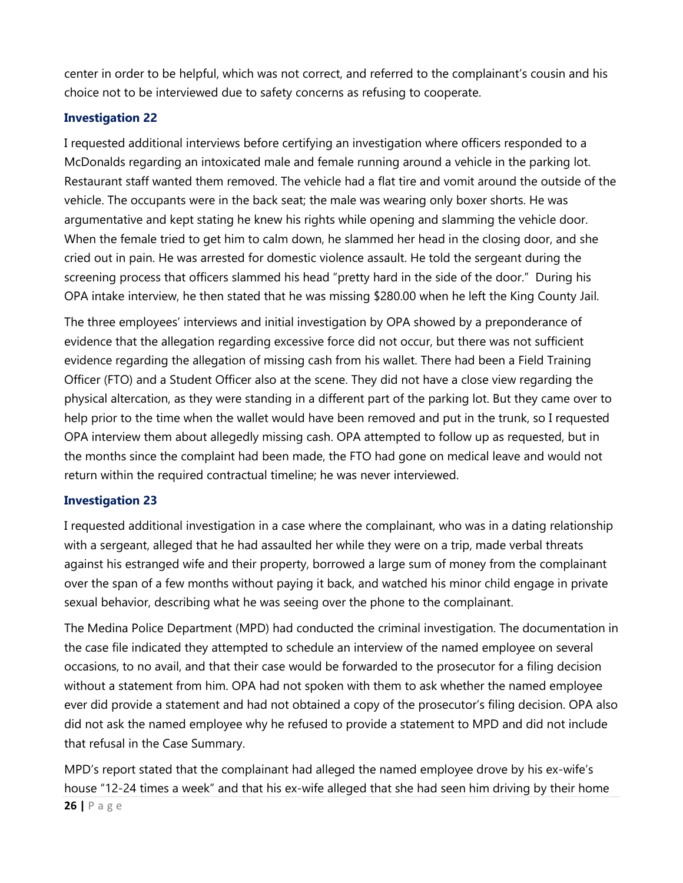center in order to be helpful, which was not correct, and referred to the complainant's cousin and his choice not to be interviewed due to safety concerns as refusing to cooperate.

### Investigation 22

I requested additional interviews before certifying an investigation where officers responded to a McDonalds regarding an intoxicated male and female running around a vehicle in the parking lot. Restaurant staff wanted them removed. The vehicle had a flat tire and vomit around the outside of the vehicle. The occupants were in the back seat; the male was wearing only boxer shorts. He was argumentative and kept stating he knew his rights while opening and slamming the vehicle door. When the female tried to get him to calm down, he slammed her head in the closing door, and she cried out in pain. He was arrested for domestic violence assault. He told the sergeant during the screening process that officers slammed his head "pretty hard in the side of the door." During his OPA intake interview, he then stated that he was missing $280.00 when he left the King County Jail.

The three employees' interviews and initial investigation by OPA showed by a preponderance of evidence that the allegation regarding excessive force did not occur, but there was not sufficient evidence regarding the allegation of missing cash from his wallet. There had been a Field Training Officer (FTO) and a Student Officer also at the scene. They did not have a close view regarding the physical altercation, as they were standing in a different part of the parking lot. But they came over to help prior to the time when the wallet would have been removed and put in the trunk, so I requested OPA interview them about allegedly missing cash. OPA attempted to follow up as requested, but in the months since the complaint had been made, the FTO had gone on medical leave and would not return within the required contractual timeline; he was never interviewed.

### Investigation 23

I requested additional investigation in a case where the complainant, who was in a dating relationship with a sergeant, alleged that he had assaulted her while they were on a trip, made verbal threats against his estranged wife and their property, borrowed a large sum of money from the complainant over the span of a few months without paying it back, and watched his minor child engage in private sexual behavior, describing what he was seeing over the phone to the complainant.

The Medina Police Department (MPD) had conducted the criminal investigation. The documentation in the case file indicated they attempted to schedule an interview of the named employee on several occasions, to no avail, and that their case would be forwarded to the prosecutor for a filing decision without a statement from him. OPA had not spoken with them to ask whether the named employee ever did provide a statement and had not obtained a copy of the prosecutor's filing decision. OPA also did not ask the named employee why he refused to provide a statement to MPD and did not include that refusal in the Case Summary.

MPD's report stated that the complainant had alleged the named employee drove by his ex-wife's house "12-24 times a week" and that his ex-wife alleged that she had seen him driving by their home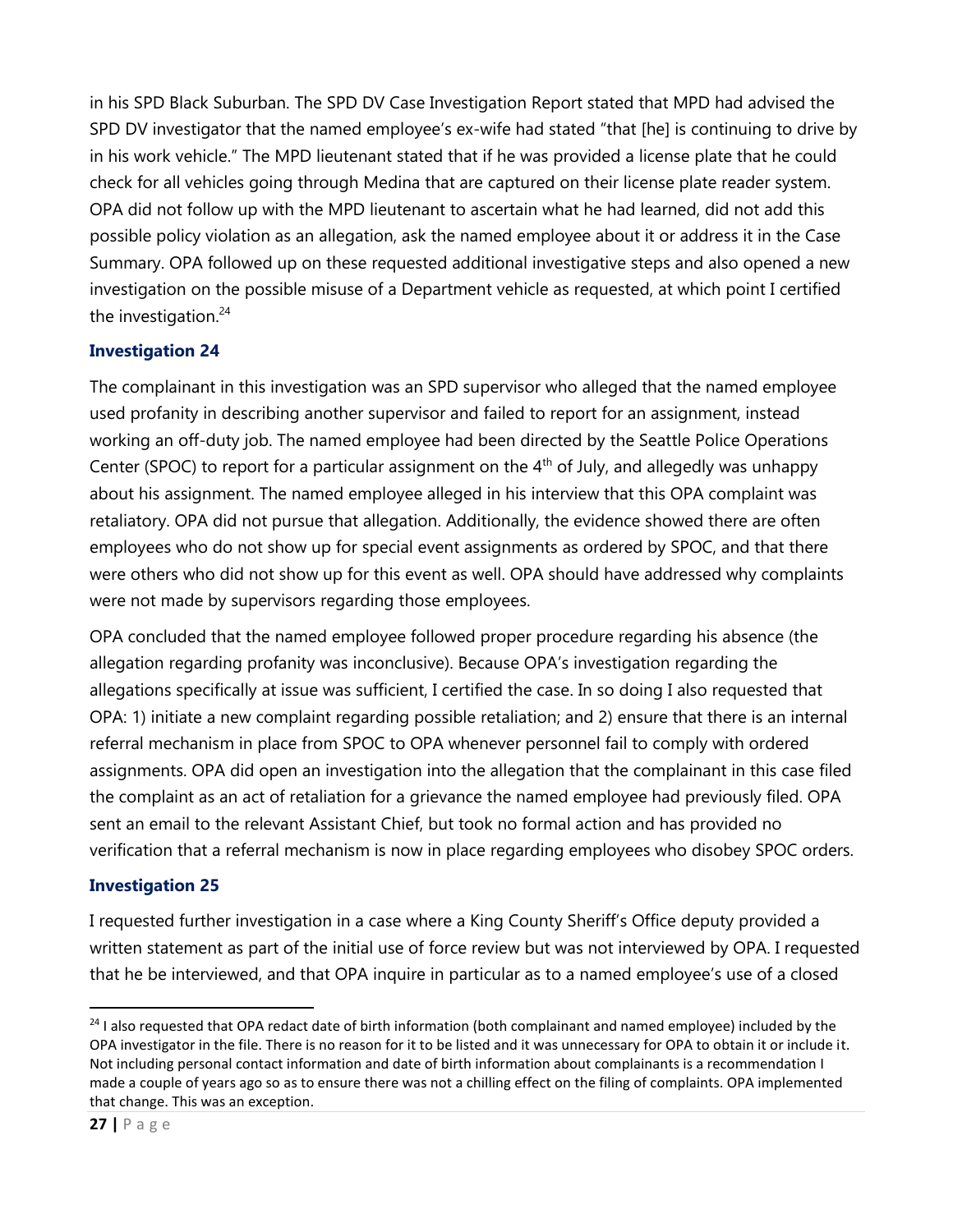in his SPD Black Suburban. The SPD DV Case Investigation Report stated that MPD had advised the SPD DV investigator that the named employee's ex-wife had stated "that [he] is continuing to drive by in his work vehicle." The MPD lieutenant stated that if he was provided a license plate that he could check for all vehicles going through Medina that are captured on their license plate reader system. OPA did not follow up with the MPD lieutenant to ascertain what he had learned, did not add this possible policy violation as an allegation, ask the named employee about it or address it in the Case Summary. OPA followed up on these requested additional investigative steps and also opened a new investigation on the possible misuse of a Department vehicle as requested, at which point I certified the investigation.[24]

### Investigation 24

The complainant in this investigation was an SPD supervisor who alleged that the named employee used profanity in describing another supervisor and failed to report for an assignment, instead working an off-duty job. The named employee had been directed by the Seattle Police Operations Center (SPOC) to report for a particular assignment on the 4th of July, and allegedly was unhappy about his assignment. The named employee alleged in his interview that this OPA complaint was retaliatory. OPA did not pursue that allegation. Additionally, the evidence showed there are often employees who do not show up for special event assignments as ordered by SPOC, and that there were others who did not show up for this event as well. OPA should have addressed why complaints were not made by supervisors regarding those employees.

OPA concluded that the named employee followed proper procedure regarding his absence (the allegation regarding profanity was inconclusive). Because OPA's investigation regarding the allegations specifically at issue was sufficient, I certified the case. In so doing I also requested that OPA: 1) initiate a new complaint regarding possible retaliation; and 2) ensure that there is an internal referral mechanism in place from SPOC to OPA whenever personnel fail to comply with ordered assignments. OPA did open an investigation into the allegation that the complainant in this case filed the complaint as an act of retaliation for a grievance the named employee had previously filed. OPA sent an email to the relevant Assistant Chief, but took no formal action and has provided no verification that a referral mechanism is now in place regarding employees who disobey SPOC orders.

### Investigation 25

I requested further investigation in a case where a King County Sheriff's Office deputy provided a written statement as part of the initial use of force review but was not interviewed by OPA. I requested that he be interviewed, and that OPA inquire in particular as to a named employee's use of a closed

---

[24] I also requested that OPA redact date of birth information (both complainant and named employee) included by the OPA investigator in the file. There is no reason for it to be listed and it was unnecessary for OPA to obtain it or include it. Not including personal contact information and date of birth information about complainants is a recommendation I made a couple of years ago so as to ensure there was not a chilling effect on the filing of complaints. OPA implemented that change. This was an exception.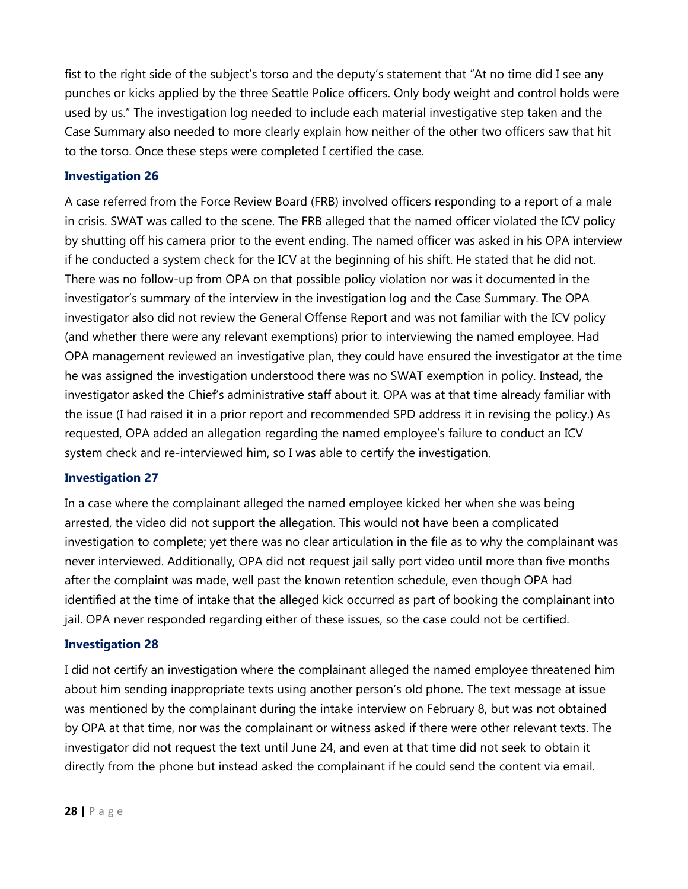fist to the right side of the subject's torso and the deputy's statement that "At no time did I see any punches or kicks applied by the three Seattle Police officers. Only body weight and control holds were used by us." The investigation log needed to include each material investigative step taken and the Case Summary also needed to more clearly explain how neither of the other two officers saw that hit to the torso. Once these steps were completed I certified the case.

### Investigation 26

A case referred from the Force Review Board (FRB) involved officers responding to a report of a male in crisis. SWAT was called to the scene. The FRB alleged that the named officer violated the ICV policy by shutting off his camera prior to the event ending. The named officer was asked in his OPA interview if he conducted a system check for the ICV at the beginning of his shift. He stated that he did not. There was no follow-up from OPA on that possible policy violation nor was it documented in the investigator's summary of the interview in the investigation log and the Case Summary. The OPA investigator also did not review the General Offense Report and was not familiar with the ICV policy (and whether there were any relevant exemptions) prior to interviewing the named employee. Had OPA management reviewed an investigative plan, they could have ensured the investigator at the time he was assigned the investigation understood there was no SWAT exemption in policy. Instead, the investigator asked the Chief's administrative staff about it. OPA was at that time already familiar with the issue (I had raised it in a prior report and recommended SPD address it in revising the policy.) As requested, OPA added an allegation regarding the named employee's failure to conduct an ICV system check and re-interviewed him, so I was able to certify the investigation.

### Investigation 27

In a case where the complainant alleged the named employee kicked her when she was being arrested, the video did not support the allegation. This would not have been a complicated investigation to complete; yet there was no clear articulation in the file as to why the complainant was never interviewed. Additionally, OPA did not request jail sally port video until more than five months after the complaint was made, well past the known retention schedule, even though OPA had identified at the time of intake that the alleged kick occurred as part of booking the complainant into jail. OPA never responded regarding either of these issues, so the case could not be certified.

### Investigation 28

I did not certify an investigation where the complainant alleged the named employee threatened him about him sending inappropriate texts using another person's old phone. The text message at issue was mentioned by the complainant during the intake interview on February 8, but was not obtained by OPA at that time, nor was the complainant or witness asked if there were other relevant texts. The investigator did not request the text until June 24, and even at that time did not seek to obtain it directly from the phone but instead asked the complainant if he could send the content via email.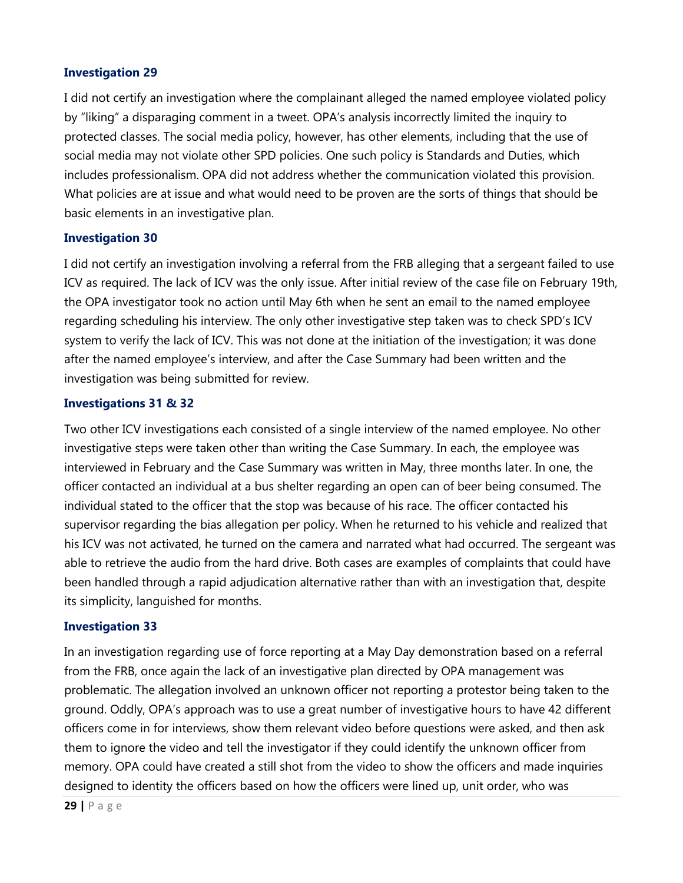### Investigation 29

I did not certify an investigation where the complainant alleged the named employee violated policy by "liking" a disparaging comment in a tweet. OPA's analysis incorrectly limited the inquiry to protected classes. The social media policy, however, has other elements, including that the use of social media may not violate other SPD policies. One such policy is Standards and Duties, which includes professionalism. OPA did not address whether the communication violated this provision. What policies are at issue and what would need to be proven are the sorts of things that should be basic elements in an investigative plan.

### Investigation 30

I did not certify an investigation involving a referral from the FRB alleging that a sergeant failed to use ICV as required. The lack of ICV was the only issue. After initial review of the case file on February 19th, the OPA investigator took no action until May 6th when he sent an email to the named employee regarding scheduling his interview. The only other investigative step taken was to check SPD's ICV system to verify the lack of ICV. This was not done at the initiation of the investigation; it was done after the named employee's interview, and after the Case Summary had been written and the investigation was being submitted for review.

### Investigations 31 & 32

Two other ICV investigations each consisted of a single interview of the named employee. No other investigative steps were taken other than writing the Case Summary. In each, the employee was interviewed in February and the Case Summary was written in May, three months later. In one, the officer contacted an individual at a bus shelter regarding an open can of beer being consumed. The individual stated to the officer that the stop was because of his race. The officer contacted his supervisor regarding the bias allegation per policy. When he returned to his vehicle and realized that his ICV was not activated, he turned on the camera and narrated what had occurred. The sergeant was able to retrieve the audio from the hard drive. Both cases are examples of complaints that could have been handled through a rapid adjudication alternative rather than with an investigation that, despite its simplicity, languished for months.

### Investigation 33

In an investigation regarding use of force reporting at a May Day demonstration based on a referral from the FRB, once again the lack of an investigative plan directed by OPA management was problematic. The allegation involved an unknown officer not reporting a protestor being taken to the ground. Oddly, OPA's approach was to use a great number of investigative hours to have 42 different officers come in for interviews, show them relevant video before questions were asked, and then ask them to ignore the video and tell the investigator if they could identify the unknown officer from memory. OPA could have created a still shot from the video to show the officers and made inquiries designed to identity the officers based on how the officers were lined up, unit order, who was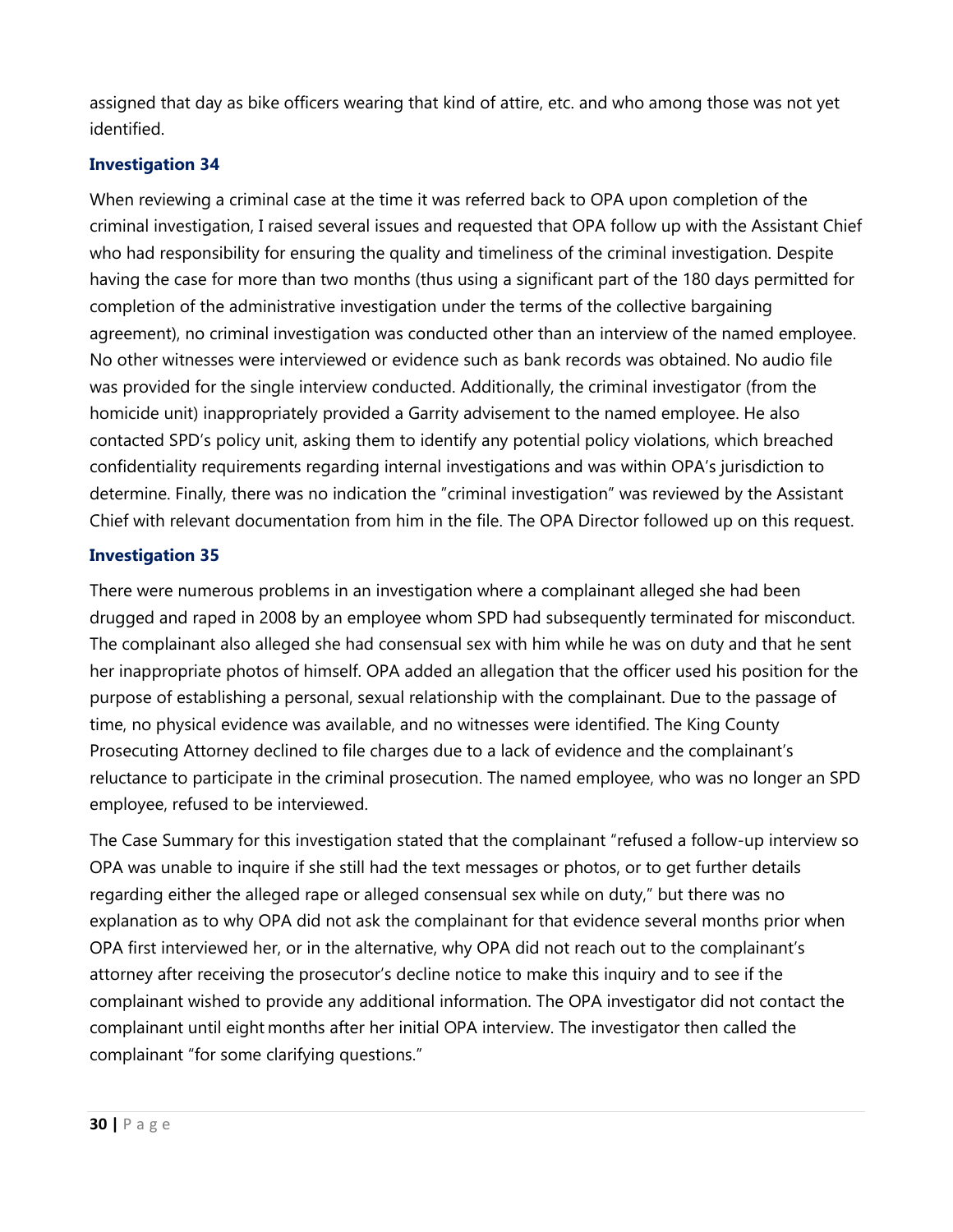assigned that day as bike officers wearing that kind of attire, etc. and who among those was not yet identified.

### Investigation 34

When reviewing a criminal case at the time it was referred back to OPA upon completion of the criminal investigation, I raised several issues and requested that OPA follow up with the Assistant Chief who had responsibility for ensuring the quality and timeliness of the criminal investigation. Despite having the case for more than two months (thus using a significant part of the 180 days permitted for completion of the administrative investigation under the terms of the collective bargaining agreement), no criminal investigation was conducted other than an interview of the named employee. No other witnesses were interviewed or evidence such as bank records was obtained. No audio file was provided for the single interview conducted. Additionally, the criminal investigator (from the homicide unit) inappropriately provided a Garrity advisement to the named employee. He also contacted SPD's policy unit, asking them to identify any potential policy violations, which breached confidentiality requirements regarding internal investigations and was within OPA's jurisdiction to determine. Finally, there was no indication the "criminal investigation" was reviewed by the Assistant Chief with relevant documentation from him in the file. The OPA Director followed up on this request.

### Investigation 35

There were numerous problems in an investigation where a complainant alleged she had been drugged and raped in 2008 by an employee whom SPD had subsequently terminated for misconduct. The complainant also alleged she had consensual sex with him while he was on duty and that he sent her inappropriate photos of himself. OPA added an allegation that the officer used his position for the purpose of establishing a personal, sexual relationship with the complainant. Due to the passage of time, no physical evidence was available, and no witnesses were identified. The King County Prosecuting Attorney declined to file charges due to a lack of evidence and the complainant's reluctance to participate in the criminal prosecution. The named employee, who was no longer an SPD employee, refused to be interviewed.

The Case Summary for this investigation stated that the complainant "refused a follow-up interview so OPA was unable to inquire if she still had the text messages or photos, or to get further details regarding either the alleged rape or alleged consensual sex while on duty," but there was no explanation as to why OPA did not ask the complainant for that evidence several months prior when OPA first interviewed her, or in the alternative, why OPA did not reach out to the complainant's attorney after receiving the prosecutor's decline notice to make this inquiry and to see if the complainant wished to provide any additional information. The OPA investigator did not contact the complainant until eight months after her initial OPA interview. The investigator then called the complainant "for some clarifying questions."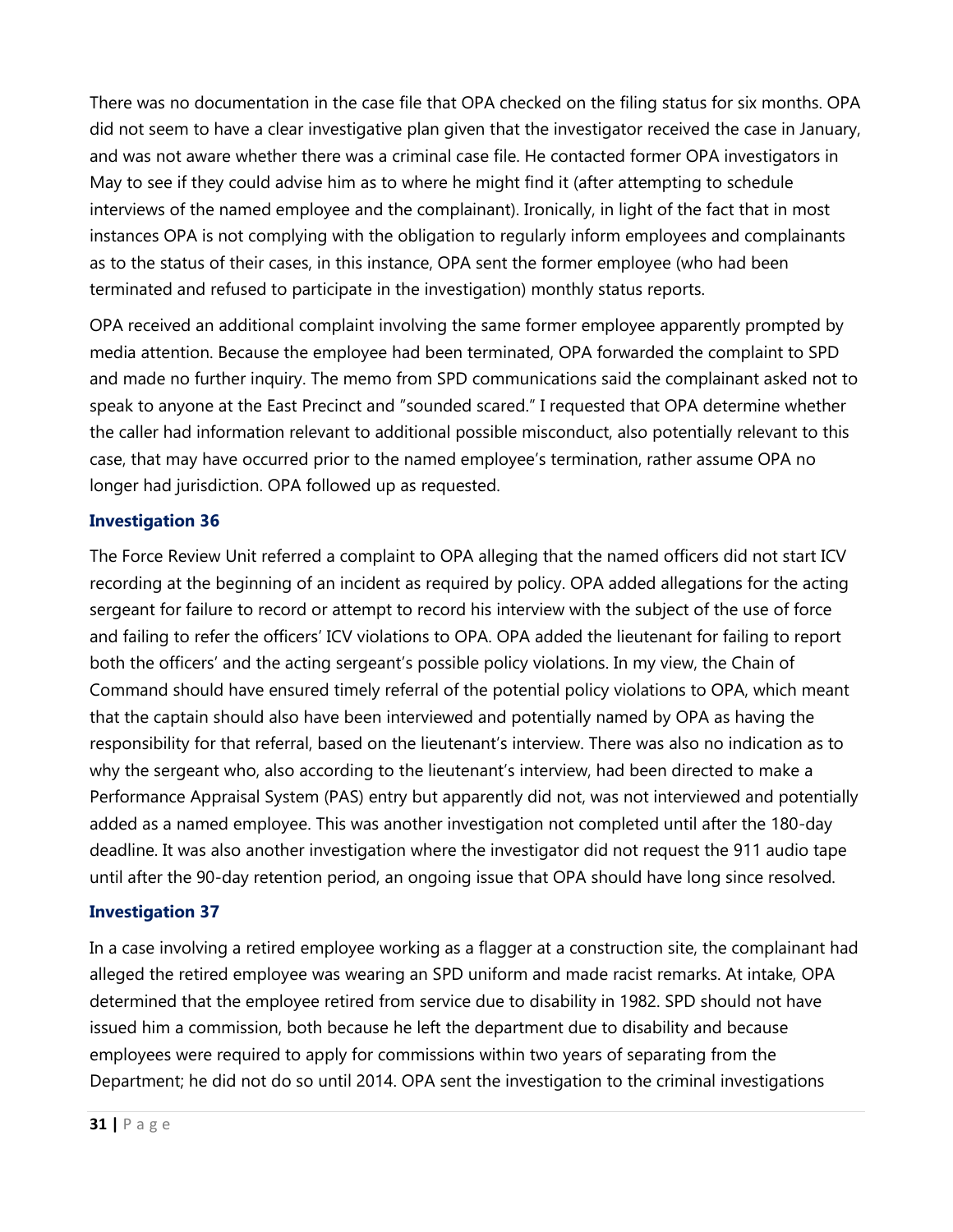There was no documentation in the case file that OPA checked on the filing status for six months. OPA did not seem to have a clear investigative plan given that the investigator received the case in January, and was not aware whether there was a criminal case file. He contacted former OPA investigators in May to see if they could advise him as to where he might find it (after attempting to schedule interviews of the named employee and the complainant). Ironically, in light of the fact that in most instances OPA is not complying with the obligation to regularly inform employees and complainants as to the status of their cases, in this instance, OPA sent the former employee (who had been terminated and refused to participate in the investigation) monthly status reports.

OPA received an additional complaint involving the same former employee apparently prompted by media attention. Because the employee had been terminated, OPA forwarded the complaint to SPD and made no further inquiry. The memo from SPD communications said the complainant asked not to speak to anyone at the East Precinct and "sounded scared." I requested that OPA determine whether the caller had information relevant to additional possible misconduct, also potentially relevant to this case, that may have occurred prior to the named employee's termination, rather assume OPA no longer had jurisdiction. OPA followed up as requested.

### Investigation 36

The Force Review Unit referred a complaint to OPA alleging that the named officers did not start ICV recording at the beginning of an incident as required by policy. OPA added allegations for the acting sergeant for failure to record or attempt to record his interview with the subject of the use of force and failing to refer the officers' ICV violations to OPA. OPA added the lieutenant for failing to report both the officers' and the acting sergeant's possible policy violations. In my view, the Chain of Command should have ensured timely referral of the potential policy violations to OPA, which meant that the captain should also have been interviewed and potentially named by OPA as having the responsibility for that referral, based on the lieutenant's interview. There was also no indication as to why the sergeant who, also according to the lieutenant's interview, had been directed to make a Performance Appraisal System (PAS) entry but apparently did not, was not interviewed and potentially added as a named employee. This was another investigation not completed until after the 180-day deadline. It was also another investigation where the investigator did not request the 911 audio tape until after the 90-day retention period, an ongoing issue that OPA should have long since resolved.

### Investigation 37

In a case involving a retired employee working as a flagger at a construction site, the complainant had alleged the retired employee was wearing an SPD uniform and made racist remarks. At intake, OPA determined that the employee retired from service due to disability in 1982. SPD should not have issued him a commission, both because he left the department due to disability and because employees were required to apply for commissions within two years of separating from the Department; he did not do so until 2014. OPA sent the investigation to the criminal investigations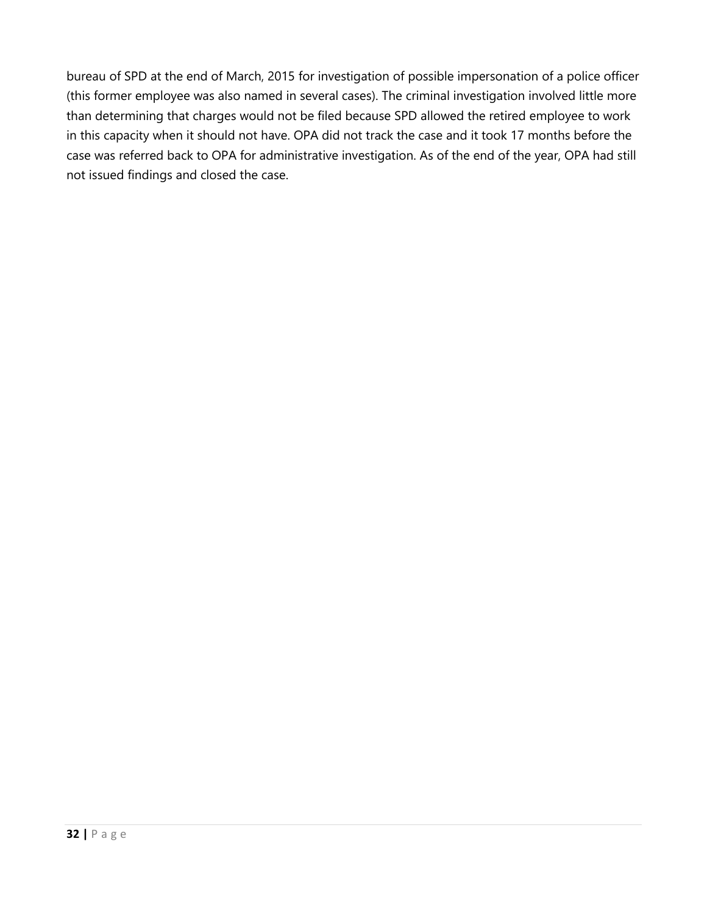bureau of SPD at the end of March, 2015 for investigation of possible impersonation of a police officer (this former employee was also named in several cases). The criminal investigation involved little more than determining that charges would not be filed because SPD allowed the retired employee to work in this capacity when it should not have. OPA did not track the case and it took 17 months before the case was referred back to OPA for administrative investigation. As of the end of the year, OPA had still not issued findings and closed the case.